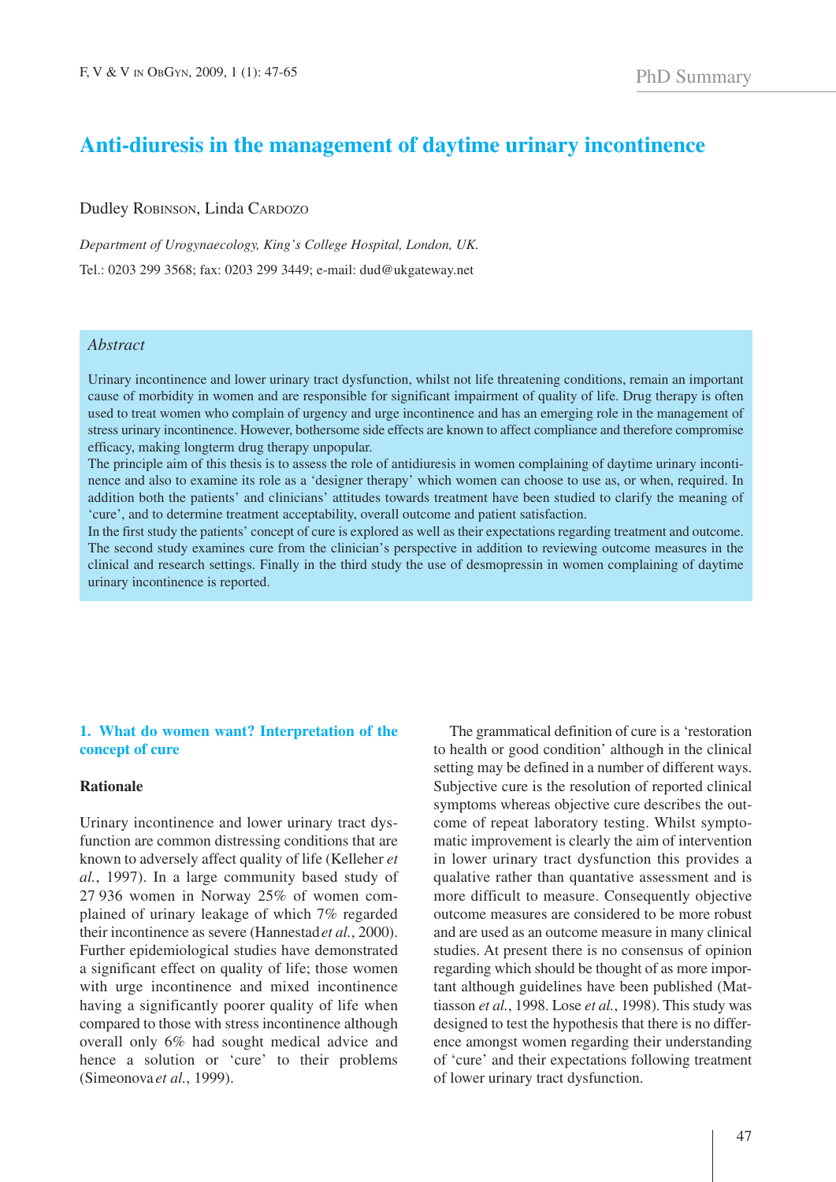PhD Summary

# Anti-diuresis in the management of daytime urinary incontinence

Dudley Robinson, Linda Cardozo

*Department of Urogynaecology, King's College Hospital, London, UK.*

Tel.: 0203 299 3568; fax: 0203 299 3449; e-mail: dud@ukgateway.net

## Abstract

Urinary incontinence and lower urinary tract dysfunction, whilst not life threatening conditions, remain an important cause of morbidity in women and are responsible for significant impairment of quality of life. Drug therapy is often used to treat women who complain of urgency and urge incontinence and has an emerging role in the management of stress urinary incontinence. However, bothersome side effects are known to affect compliance and therefore compromise efficacy, making longterm drug therapy unpopular.

The principle aim of this thesis is to assess the role of antidiuresis in women complaining of daytime urinary incontinence and also to examine its role as a 'designer therapy' which women can choose to use as, or when, required. In addition both the patients' and clinicians' attitudes towards treatment have been studied to clarify the meaning of 'cure', and to determine treatment acceptability, overall outcome and patient satisfaction.

In the first study the patients' concept of cure is explored as well as their expectations regarding treatment and outcome. The second study examines cure from the clinician's perspective in addition to reviewing outcome measures in the clinical and research settings. Finally in the third study the use of desmopressin in women complaining of daytime urinary incontinence is reported.

## 1. What do women want? Interpretation of the concept of cure

### Rationale

Urinary incontinence and lower urinary tract dysfunction are common distressing conditions that are known to adversely affect quality of life (Kelleher *et al.*, 1997). In a large community based study of 27 936 women in Norway 25% of women complained of urinary leakage of which 7% regarded their incontinence as severe (Hannestad *et al.*, 2000). Further epidemiological studies have demonstrated a significant effect on quality of life; those women with urge incontinence and mixed incontinence having a significantly poorer quality of life when compared to those with stress incontinence although overall only 6% had sought medical advice and hence a solution or 'cure' to their problems (Simeonova *et al.*, 1999).

The grammatical definition of cure is a 'restoration to health or good condition' although in the clinical setting may be defined in a number of different ways. Subjective cure is the resolution of reported clinical symptoms whereas objective cure describes the outcome of repeat laboratory testing. Whilst symptomatic improvement is clearly the aim of intervention in lower urinary tract dysfunction this provides a qualative rather than quantative assessment and is more difficult to measure. Consequently objective outcome measures are considered to be more robust and are used as an outcome measure in many clinical studies. At present there is no consensus of opinion regarding which should be thought of as more important although guidelines have been published (Mattiasson *et al.*, 1998. Lose *et al.*, 1998). This study was designed to test the hypothesis that there is no difference amongst women regarding their understanding of 'cure' and their expectations following treatment of lower urinary tract dysfunction.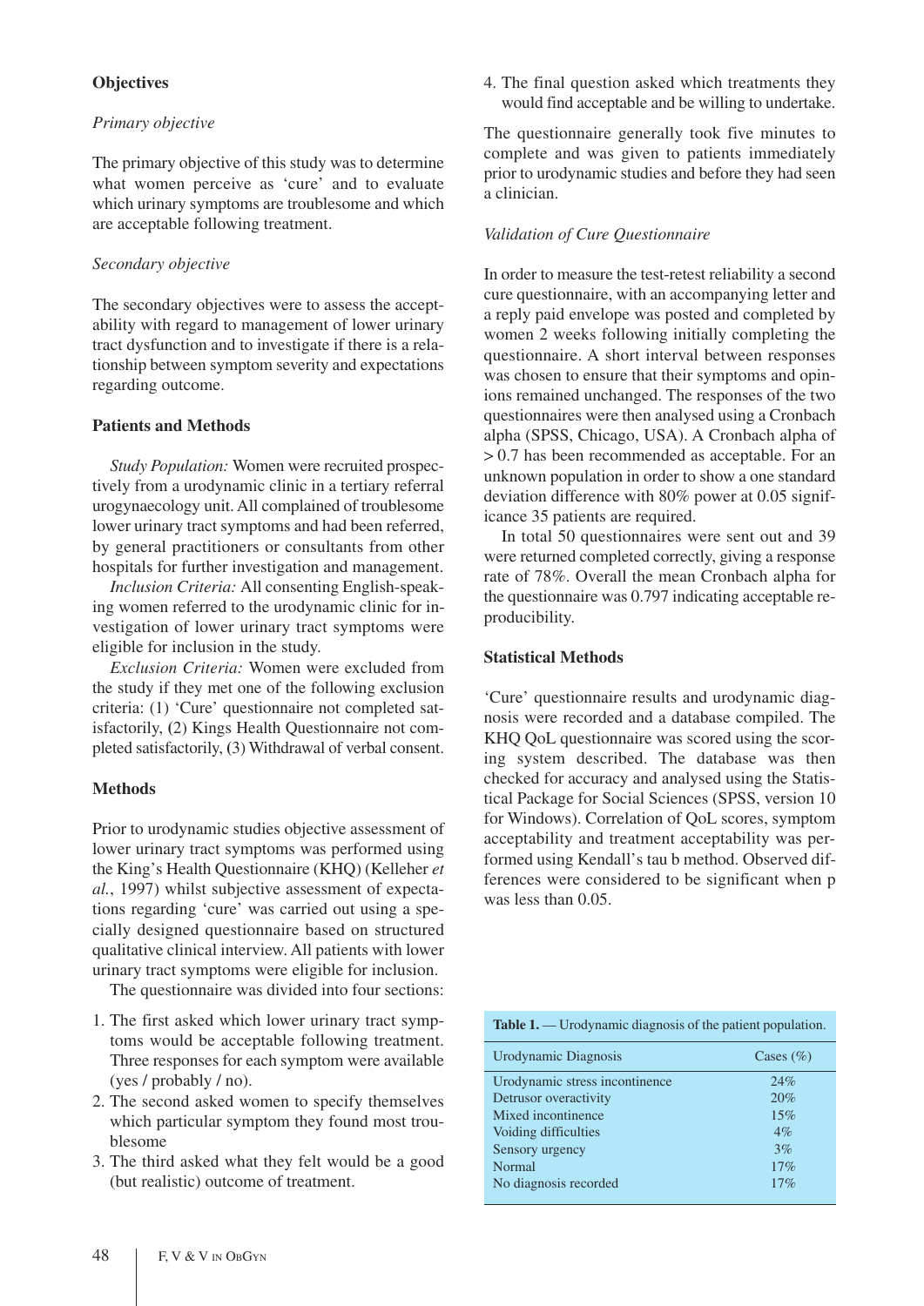## Objectives

### *Primary objective*

The primary objective of this study was to determine what women perceive as 'cure' and to evaluate which urinary symptoms are troublesome and which are acceptable following treatment.

### *Secondary objective*

The secondary objectives were to assess the acceptability with regard to management of lower urinary tract dysfunction and to investigate if there is a relationship between symptom severity and expectations regarding outcome.

## Patients and Methods

*Study Population:* Women were recruited prospectively from a urodynamic clinic in a tertiary referral urogynaecology unit. All complained of troublesome lower urinary tract symptoms and had been referred, by general practitioners or consultants from other hospitals for further investigation and management.

*Inclusion Criteria:* All consenting English-speaking women referred to the urodynamic clinic for investigation of lower urinary tract symptoms were eligible for inclusion in the study.

*Exclusion Criteria:* Women were excluded from the study if they met one of the following exclusion criteria: (1) 'Cure' questionnaire not completed satisfactorily, (2) Kings Health Questionnaire not completed satisfactorily, (3) Withdrawal of verbal consent.

## Methods

Prior to urodynamic studies objective assessment of lower urinary tract symptoms was performed using the King's Health Questionnaire (KHQ) (Kelleher *et al.*, 1997) whilst subjective assessment of expectations regarding 'cure' was carried out using a specially designed questionnaire based on structured qualitative clinical interview. All patients with lower urinary tract symptoms were eligible for inclusion.

The questionnaire was divided into four sections:

1. The first asked which lower urinary tract symptoms would be acceptable following treatment. Three responses for each symptom were available (yes / probably / no).
2. The second asked women to specify themselves which particular symptom they found most troublesome
3. The third asked what they felt would be a good (but realistic) outcome of treatment.
4. The final question asked which treatments they would find acceptable and be willing to undertake.

The questionnaire generally took five minutes to complete and was given to patients immediately prior to urodynamic studies and before they had seen a clinician.

### *Validation of Cure Questionnaire*

In order to measure the test-retest reliability a second cure questionnaire, with an accompanying letter and a reply paid envelope was posted and completed by women 2 weeks following initially completing the questionnaire. A short interval between responses was chosen to ensure that their symptoms and opinions remained unchanged. The responses of the two questionnaires were then analysed using a Cronbach alpha (SPSS, Chicago, USA). A Cronbach alpha of > 0.7 has been recommended as acceptable. For an unknown population in order to show a one standard deviation difference with 80% power at 0.05 significance 35 patients are required.

In total 50 questionnaires were sent out and 39 were returned completed correctly, giving a response rate of 78%. Overall the mean Cronbach alpha for the questionnaire was 0.797 indicating acceptable reproducibility.

## Statistical Methods

'Cure' questionnaire results and urodynamic diagnosis were recorded and a database compiled. The KHQ QoL questionnaire was scored using the scoring system described. The database was then checked for accuracy and analysed using the Statistical Package for Social Sciences (SPSS, version 10 for Windows). Correlation of QoL scores, symptom acceptability and treatment acceptability was performed using Kendall's tau b method. Observed differences were considered to be significant when p was less than 0.05.

**Table 1.** — Urodynamic diagnosis of the patient population.

| Urodynamic Diagnosis | Cases (%) |
|---|---|
| Urodynamic stress incontinence | 24% |
| Detrusor overactivity | 20% |
| Mixed incontinence | 15% |
| Voiding difficulties | 4% |
| Sensory urgency | 3% |
| Normal | 17% |
| No diagnosis recorded | 17% |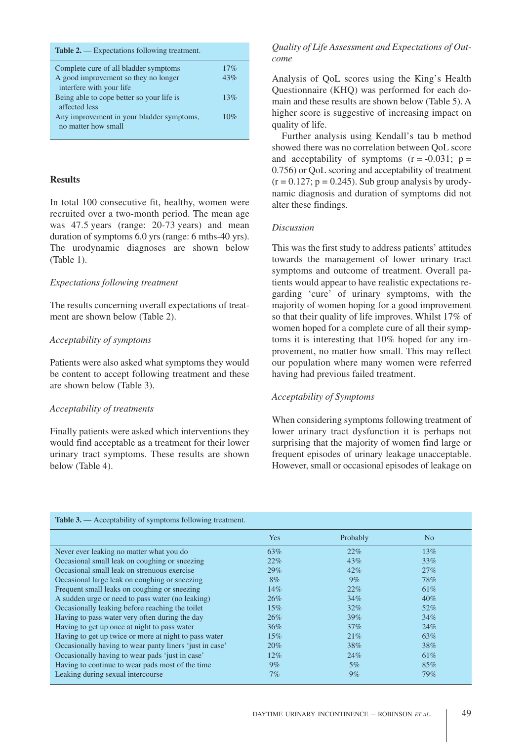**Table 2.** — Expectations following treatment.

| | |
|---|---|
| Complete cure of all bladder symptoms | 17% |
| A good improvement so they no longer interfere with your life | 43% |
| Being able to cope better so your life is affected less | 13% |
| Any improvement in your bladder symptoms, no matter how small | 10% |

## Results

In total 100 consecutive fit, healthy, women were recruited over a two-month period. The mean age was 47.5 years (range: 20-73 years) and mean duration of symptoms 6.0 yrs (range: 6 mths-40 yrs). The urodynamic diagnoses are shown below (Table 1).

### *Expectations following treatment*

The results concerning overall expectations of treatment are shown below (Table 2).

### *Acceptability of symptoms*

Patients were also asked what symptoms they would be content to accept following treatment and these are shown below (Table 3).

### *Acceptability of treatments*

Finally patients were asked which interventions they would find acceptable as a treatment for their lower urinary tract symptoms. These results are shown below (Table 4).

### *Quality of Life Assessment and Expectations of Outcome*

Analysis of QoL scores using the King's Health Questionnaire (KHQ) was performed for each domain and these results are shown below (Table 5). A higher score is suggestive of increasing impact on quality of life.

Further analysis using Kendall's tau b method showed there was no correlation between QoL score and acceptability of symptoms ($r = -0.031$; $p = 0.756$) or QoL scoring and acceptability of treatment ($r = 0.127$; $p = 0.245$). Sub group analysis by urodynamic diagnosis and duration of symptoms did not alter these findings.

### *Discussion*

This was the first study to address patients' attitudes towards the management of lower urinary tract symptoms and outcome of treatment. Overall patients would appear to have realistic expectations regarding 'cure' of urinary symptoms, with the majority of women hoping for a good improvement so that their quality of life improves. Whilst 17% of women hoped for a complete cure of all their symptoms it is interesting that 10% hoped for any improvement, no matter how small. This may reflect our population where many women were referred having had previous failed treatment.

### *Acceptability of Symptoms*

When considering symptoms following treatment of lower urinary tract dysfunction it is perhaps not surprising that the majority of women find large or frequent episodes of urinary leakage unacceptable. However, small or occasional episodes of leakage on

**Table 3.** — Acceptability of symptoms following treatment.

| | Yes | Probably | No |
|---|---|---|---|
| Never ever leaking no matter what you do | 63% | 22% | 13% |
| Occasional small leak on coughing or sneezing | 22% | 43% | 33% |
| Occasional small leak on strenuous exercise | 29% | 42% | 27% |
| Occasional large leak on coughing or sneezing | 8% | 9% | 78% |
| Frequent small leaks on coughing or sneezing | 14% | 22% | 61% |
| A sudden urge or need to pass water (no leaking) | 26% | 34% | 40% |
| Occasionally leaking before reaching the toilet | 15% | 32% | 52% |
| Having to pass water very often during the day | 26% | 39% | 34% |
| Having to get up once at night to pass water | 36% | 37% | 24% |
| Having to get up twice or more at night to pass water | 15% | 21% | 63% |
| Occasionally having to wear panty liners 'just in case' | 20% | 38% | 38% |
| Occasionally having to wear pads 'just in case' | 12% | 24% | 61% |
| Having to continue to wear pads most of the time | 9% | 5% | 85% |
| Leaking during sexual intercourse | 7% | 9% | 79% |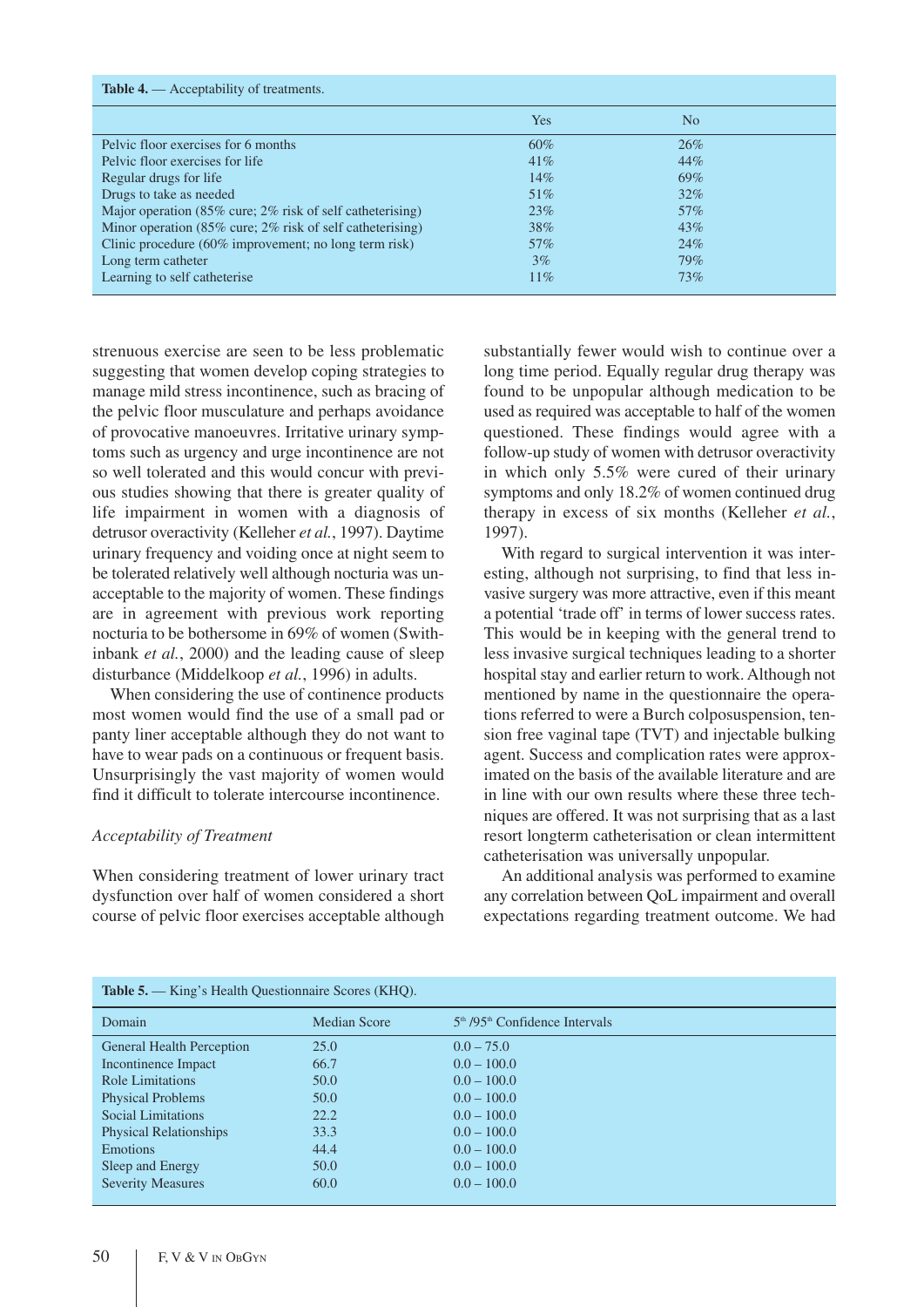**Table 4.** — Acceptability of treatments.

| | Yes | No |
|---|---|---|
| Pelvic floor exercises for 6 months | 60% | 26% |
| Pelvic floor exercises for life | 41% | 44% |
| Regular drugs for life | 14% | 69% |
| Drugs to take as needed | 51% | 32% |
| Major operation (85% cure; 2% risk of self catheterising) | 23% | 57% |
| Minor operation (85% cure; 2% risk of self catheterising) | 38% | 43% |
| Clinic procedure (60% improvement; no long term risk) | 57% | 24% |
| Long term catheter | 3% | 79% |
| Learning to self catheterise | 11% | 73% |

strenuous exercise are seen to be less problematic suggesting that women develop coping strategies to manage mild stress incontinence, such as bracing of the pelvic floor musculature and perhaps avoidance of provocative manoeuvres. Irritative urinary symptoms such as urgency and urge incontinence are not so well tolerated and this would concur with previous studies showing that there is greater quality of life impairment in women with a diagnosis of detrusor overactivity (Kelleher *et al.*, 1997). Daytime urinary frequency and voiding once at night seem to be tolerated relatively well although nocturia was unacceptable to the majority of women. These findings are in agreement with previous work reporting nocturia to be bothersome in 69% of women (Swithinbank *et al.*, 2000) and the leading cause of sleep disturbance (Middelkoop *et al.*, 1996) in adults.

When considering the use of continence products most women would find the use of a small pad or panty liner acceptable although they do not want to have to wear pads on a continuous or frequent basis. Unsurprisingly the vast majority of women would find it difficult to tolerate intercourse incontinence.

*Acceptability of Treatment*

When considering treatment of lower urinary tract dysfunction over half of women considered a short course of pelvic floor exercises acceptable although substantially fewer would wish to continue over a long time period. Equally regular drug therapy was found to be unpopular although medication to be used as required was acceptable to half of the women questioned. These findings would agree with a follow-up study of women with detrusor overactivity in which only 5.5% were cured of their urinary symptoms and only 18.2% of women continued drug therapy in excess of six months (Kelleher *et al.*, 1997).

With regard to surgical intervention it was interesting, although not surprising, to find that less invasive surgery was more attractive, even if this meant a potential 'trade off' in terms of lower success rates. This would be in keeping with the general trend to less invasive surgical techniques leading to a shorter hospital stay and earlier return to work. Although not mentioned by name in the questionnaire the operations referred to were a Burch colposuspension, tension free vaginal tape (TVT) and injectable bulking agent. Success and complication rates were approximated on the basis of the available literature and are in line with our own results where these three techniques are offered. It was not surprising that as a last resort longterm catheterisation or clean intermittent catheterisation was universally unpopular.

An additional analysis was performed to examine any correlation between QoL impairment and overall expectations regarding treatment outcome. We had

**Table 5.** — King's Health Questionnaire Scores (KHQ).

| Domain | Median Score | 5th /95th Confidence Intervals |
|---|---|---|
| General Health Perception | 25.0 | 0.0 – 75.0 |
| Incontinence Impact | 66.7 | 0.0 – 100.0 |
| Role Limitations | 50.0 | 0.0 – 100.0 |
| Physical Problems | 50.0 | 0.0 – 100.0 |
| Social Limitations | 22.2 | 0.0 – 100.0 |
| Physical Relationships | 33.3 | 0.0 – 100.0 |
| Emotions | 44.4 | 0.0 – 100.0 |
| Sleep and Energy | 50.0 | 0.0 – 100.0 |
| Severity Measures | 60.0 | 0.0 – 100.0 |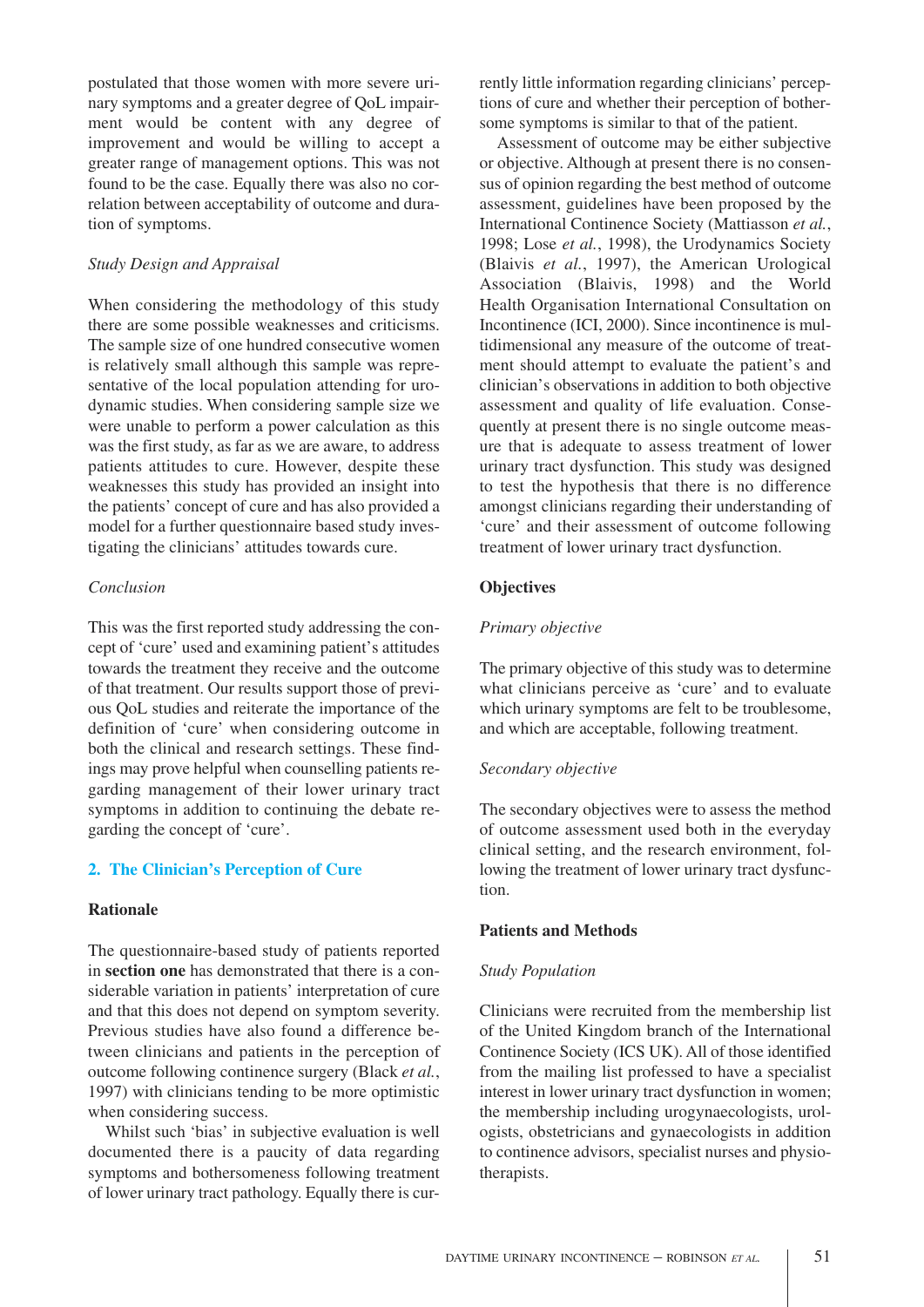postulated that those women with more severe urinary symptoms and a greater degree of QoL impairment would be content with any degree of improvement and would be willing to accept a greater range of management options. This was not found to be the case. Equally there was also no correlation between acceptability of outcome and duration of symptoms.

*Study Design and Appraisal*

When considering the methodology of this study there are some possible weaknesses and criticisms. The sample size of one hundred consecutive women is relatively small although this sample was representative of the local population attending for urodynamic studies. When considering sample size we were unable to perform a power calculation as this was the first study, as far as we are aware, to address patients attitudes to cure. However, despite these weaknesses this study has provided an insight into the patients' concept of cure and has also provided a model for a further questionnaire based study investigating the clinicians' attitudes towards cure.

*Conclusion*

This was the first reported study addressing the concept of 'cure' used and examining patient's attitudes towards the treatment they receive and the outcome of that treatment. Our results support those of previous QoL studies and reiterate the importance of the definition of 'cure' when considering outcome in both the clinical and research settings. These findings may prove helpful when counselling patients regarding management of their lower urinary tract symptoms in addition to continuing the debate regarding the concept of 'cure'.

## 2. The Clinician's Perception of Cure

### Rationale

The questionnaire-based study of patients reported in **section one** has demonstrated that there is a considerable variation in patients' interpretation of cure and that this does not depend on symptom severity. Previous studies have also found a difference between clinicians and patients in the perception of outcome following continence surgery (Black *et al.*, 1997) with clinicians tending to be more optimistic when considering success.

Whilst such 'bias' in subjective evaluation is well documented there is a paucity of data regarding symptoms and bothersomeness following treatment of lower urinary tract pathology. Equally there is currently little information regarding clinicians' perceptions of cure and whether their perception of bothersome symptoms is similar to that of the patient.

Assessment of outcome may be either subjective or objective. Although at present there is no consensus of opinion regarding the best method of outcome assessment, guidelines have been proposed by the International Continence Society (Mattiasson *et al.*, 1998; Lose *et al.*, 1998), the Urodynamics Society (Blaivis *et al.*, 1997), the American Urological Association (Blaivis, 1998) and the World Health Organisation International Consultation on Incontinence (ICI, 2000). Since incontinence is multidimensional any measure of the outcome of treatment should attempt to evaluate the patient's and clinician's observations in addition to both objective assessment and quality of life evaluation. Consequently at present there is no single outcome measure that is adequate to assess treatment of lower urinary tract dysfunction. This study was designed to test the hypothesis that there is no difference amongst clinicians regarding their understanding of 'cure' and their assessment of outcome following treatment of lower urinary tract dysfunction.

### Objectives

*Primary objective*

The primary objective of this study was to determine what clinicians perceive as 'cure' and to evaluate which urinary symptoms are felt to be troublesome, and which are acceptable, following treatment.

*Secondary objective*

The secondary objectives were to assess the method of outcome assessment used both in the everyday clinical setting, and the research environment, following the treatment of lower urinary tract dysfunction.

### Patients and Methods

*Study Population*

Clinicians were recruited from the membership list of the United Kingdom branch of the International Continence Society (ICS UK). All of those identified from the mailing list professed to have a specialist interest in lower urinary tract dysfunction in women; the membership including urogynaecologists, urologists, obstetricians and gynaecologists in addition to continence advisors, specialist nurses and physiotherapists.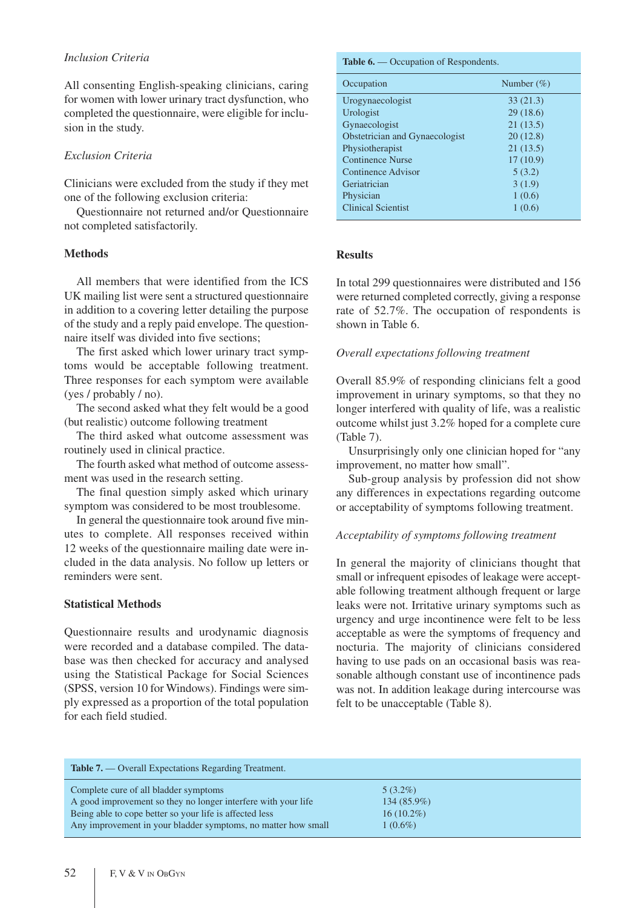*Inclusion Criteria*

All consenting English-speaking clinicians, caring for women with lower urinary tract dysfunction, who completed the questionnaire, were eligible for inclusion in the study.

*Exclusion Criteria*

Clinicians were excluded from the study if they met one of the following exclusion criteria:

Questionnaire not returned and/or Questionnaire not completed satisfactorily.

## Methods

All members that were identified from the ICS UK mailing list were sent a structured questionnaire in addition to a covering letter detailing the purpose of the study and a reply paid envelope. The questionnaire itself was divided into five sections;

The first asked which lower urinary tract symptoms would be acceptable following treatment. Three responses for each symptom were available (yes / probably / no).

The second asked what they felt would be a good (but realistic) outcome following treatment

The third asked what outcome assessment was routinely used in clinical practice.

The fourth asked what method of outcome assessment was used in the research setting.

The final question simply asked which urinary symptom was considered to be most troublesome.

In general the questionnaire took around five minutes to complete. All responses received within 12 weeks of the questionnaire mailing date were included in the data analysis. No follow up letters or reminders were sent.

## Statistical Methods

Questionnaire results and urodynamic diagnosis were recorded and a database compiled. The database was then checked for accuracy and analysed using the Statistical Package for Social Sciences (SPSS, version 10 for Windows). Findings were simply expressed as a proportion of the total population for each field studied.

**Table 6.** — Occupation of Respondents.

| Occupation | Number (%) |
|---|---|
| Urogynaecologist | 33 (21.3) |
| Urologist | 29 (18.6) |
| Gynaecologist | 21 (13.5) |
| Obstetrician and Gynaecologist | 20 (12.8) |
| Physiotherapist | 21 (13.5) |
| Continence Nurse | 17 (10.9) |
| Continence Advisor | 5 (3.2) |
| Geriatrician | 3 (1.9) |
| Physician | 1 (0.6) |
| Clinical Scientist | 1 (0.6) |

## Results

In total 299 questionnaires were distributed and 156 were returned completed correctly, giving a response rate of 52.7%. The occupation of respondents is shown in Table 6.

*Overall expectations following treatment*

Overall 85.9% of responding clinicians felt a good improvement in urinary symptoms, so that they no longer interfered with quality of life, was a realistic outcome whilst just 3.2% hoped for a complete cure (Table 7).

Unsurprisingly only one clinician hoped for "any improvement, no matter how small".

Sub-group analysis by profession did not show any differences in expectations regarding outcome or acceptability of symptoms following treatment.

*Acceptability of symptoms following treatment*

In general the majority of clinicians thought that small or infrequent episodes of leakage were acceptable following treatment although frequent or large leaks were not. Irritative urinary symptoms such as urgency and urge incontinence were felt to be less acceptable as were the symptoms of frequency and nocturia. The majority of clinicians considered having to use pads on an occasional basis was reasonable although constant use of incontinence pads was not. In addition leakage during intercourse was felt to be unacceptable (Table 8).

**Table 7.** — Overall Expectations Regarding Treatment.

| | |
|---|---|
| Complete cure of all bladder symptoms | 5 (3.2%) |
| A good improvement so they no longer interfere with your life | 134 (85.9%) |
| Being able to cope better so your life is affected less | 16 (10.2%) |
| Any improvement in your bladder symptoms, no matter how small | 1 (0.6%) |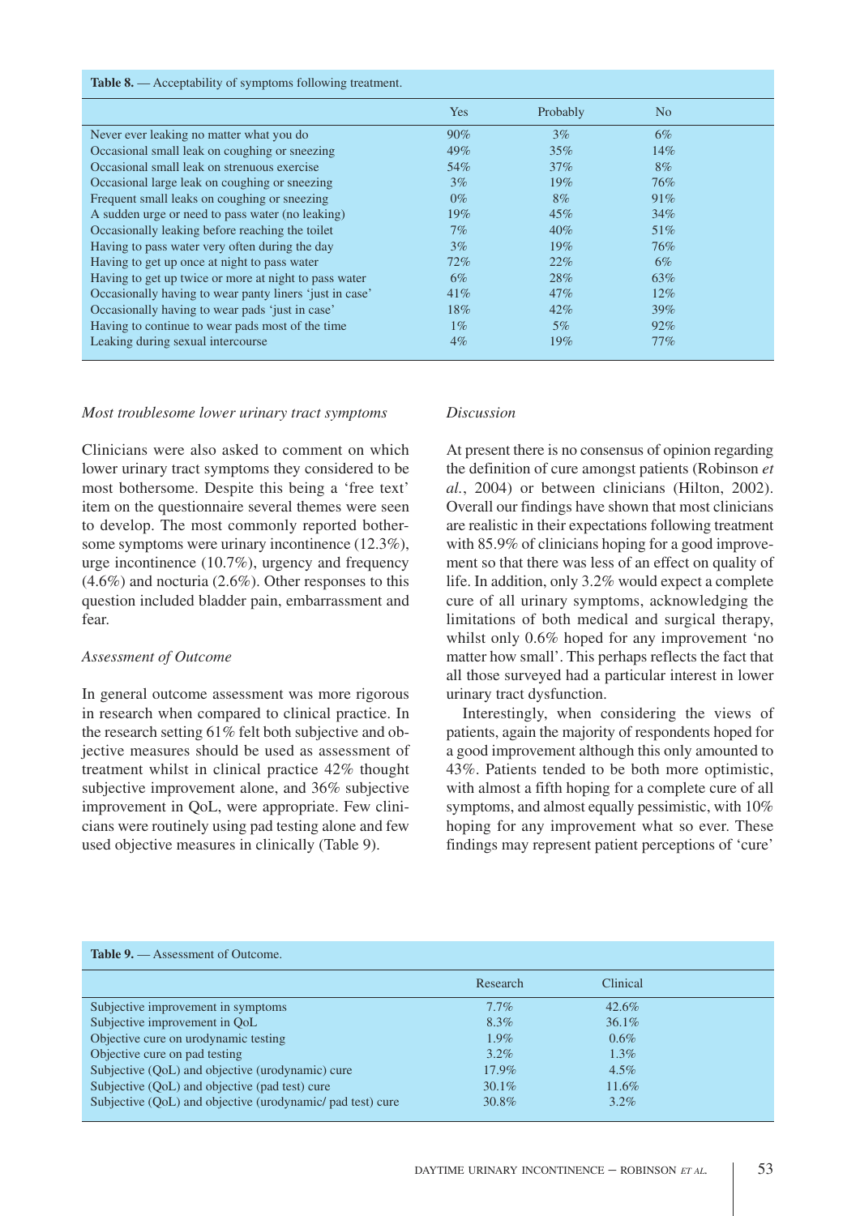**Table 8.** — Acceptability of symptoms following treatment.

| | Yes | Probably | No |
|---|---|---|---|
| Never ever leaking no matter what you do | 90% | 3% | 6% |
| Occasional small leak on coughing or sneezing | 49% | 35% | 14% |
| Occasional small leak on strenuous exercise | 54% | 37% | 8% |
| Occasional large leak on coughing or sneezing | 3% | 19% | 76% |
| Frequent small leaks on coughing or sneezing | 0% | 8% | 91% |
| A sudden urge or need to pass water (no leaking) | 19% | 45% | 34% |
| Occasionally leaking before reaching the toilet | 7% | 40% | 51% |
| Having to pass water very often during the day | 3% | 19% | 76% |
| Having to get up once at night to pass water | 72% | 22% | 6% |
| Having to get up twice or more at night to pass water | 6% | 28% | 63% |
| Occasionally having to wear panty liners 'just in case' | 41% | 47% | 12% |
| Occasionally having to wear pads 'just in case' | 18% | 42% | 39% |
| Having to continue to wear pads most of the time | 1% | 5% | 92% |
| Leaking during sexual intercourse | 4% | 19% | 77% |

### *Most troublesome lower urinary tract symptoms*

Clinicians were also asked to comment on which lower urinary tract symptoms they considered to be most bothersome. Despite this being a 'free text' item on the questionnaire several themes were seen to develop. The most commonly reported bothersome symptoms were urinary incontinence (12.3%), urge incontinence (10.7%), urgency and frequency (4.6%) and nocturia (2.6%). Other responses to this question included bladder pain, embarrassment and fear.

### *Assessment of Outcome*

In general outcome assessment was more rigorous in research when compared to clinical practice. In the research setting 61% felt both subjective and objective measures should be used as assessment of treatment whilst in clinical practice 42% thought subjective improvement alone, and 36% subjective improvement in QoL, were appropriate. Few clinicians were routinely using pad testing alone and few used objective measures in clinically (Table 9).

### *Discussion*

At present there is no consensus of opinion regarding the definition of cure amongst patients (Robinson *et al.*, 2004) or between clinicians (Hilton, 2002). Overall our findings have shown that most clinicians are realistic in their expectations following treatment with 85.9% of clinicians hoping for a good improvement so that there was less of an effect on quality of life. In addition, only 3.2% would expect a complete cure of all urinary symptoms, acknowledging the limitations of both medical and surgical therapy, whilst only 0.6% hoped for any improvement 'no matter how small'. This perhaps reflects the fact that all those surveyed had a particular interest in lower urinary tract dysfunction.

Interestingly, when considering the views of patients, again the majority of respondents hoped for a good improvement although this only amounted to 43%. Patients tended to be both more optimistic, with almost a fifth hoping for a complete cure of all symptoms, and almost equally pessimistic, with 10% hoping for any improvement what so ever. These findings may represent patient perceptions of 'cure'

**Table 9.** — Assessment of Outcome.

| | Research | Clinical |
|---|---|---|
| Subjective improvement in symptoms | 7.7% | 42.6% |
| Subjective improvement in QoL | 8.3% | 36.1% |
| Objective cure on urodynamic testing | 1.9% | 0.6% |
| Objective cure on pad testing | 3.2% | 1.3% |
| Subjective (QoL) and objective (urodynamic) cure | 17.9% | 4.5% |
| Subjective (QoL) and objective (pad test) cure | 30.1% | 11.6% |
| Subjective (QoL) and objective (urodynamic/ pad test) cure | 30.8% | 3.2% |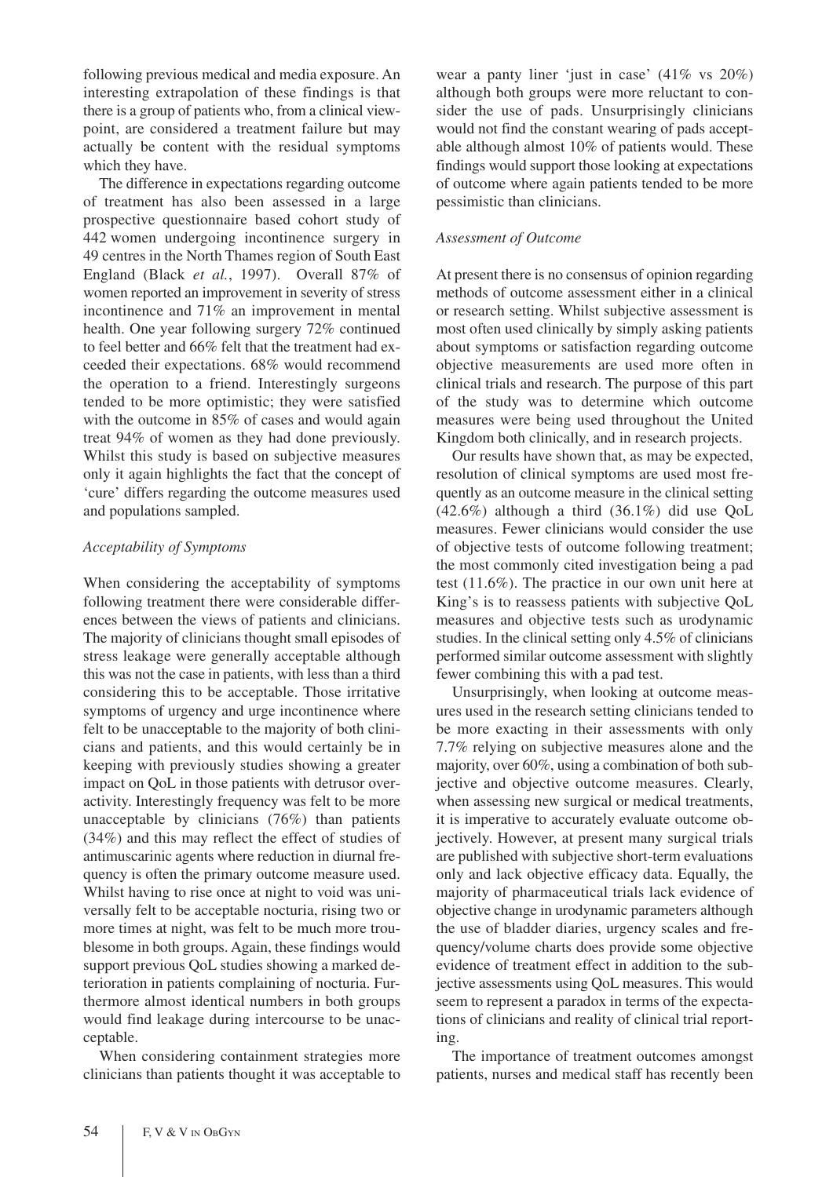following previous medical and media exposure. An interesting extrapolation of these findings is that there is a group of patients who, from a clinical viewpoint, are considered a treatment failure but may actually be content with the residual symptoms which they have.

The difference in expectations regarding outcome of treatment has also been assessed in a large prospective questionnaire based cohort study of 442 women undergoing incontinence surgery in 49 centres in the North Thames region of South East England (Black *et al.*, 1997). Overall 87% of women reported an improvement in severity of stress incontinence and 71% an improvement in mental health. One year following surgery 72% continued to feel better and 66% felt that the treatment had exceeded their expectations. 68% would recommend the operation to a friend. Interestingly surgeons tended to be more optimistic; they were satisfied with the outcome in 85% of cases and would again treat 94% of women as they had done previously. Whilst this study is based on subjective measures only it again highlights the fact that the concept of 'cure' differs regarding the outcome measures used and populations sampled.

### *Acceptability of Symptoms*

When considering the acceptability of symptoms following treatment there were considerable differences between the views of patients and clinicians. The majority of clinicians thought small episodes of stress leakage were generally acceptable although this was not the case in patients, with less than a third considering this to be acceptable. Those irritative symptoms of urgency and urge incontinence where felt to be unacceptable to the majority of both clinicians and patients, and this would certainly be in keeping with previously studies showing a greater impact on QoL in those patients with detrusor overactivity. Interestingly frequency was felt to be more unacceptable by clinicians (76%) than patients (34%) and this may reflect the effect of studies of antimuscarinic agents where reduction in diurnal frequency is often the primary outcome measure used. Whilst having to rise once at night to void was universally felt to be acceptable nocturia, rising two or more times at night, was felt to be much more troublesome in both groups. Again, these findings would support previous QoL studies showing a marked deterioration in patients complaining of nocturia. Furthermore almost identical numbers in both groups would find leakage during intercourse to be unacceptable.

When considering containment strategies more clinicians than patients thought it was acceptable to wear a panty liner 'just in case' (41% vs 20%) although both groups were more reluctant to consider the use of pads. Unsurprisingly clinicians would not find the constant wearing of pads acceptable although almost 10% of patients would. These findings would support those looking at expectations of outcome where again patients tended to be more pessimistic than clinicians.

### *Assessment of Outcome*

At present there is no consensus of opinion regarding methods of outcome assessment either in a clinical or research setting. Whilst subjective assessment is most often used clinically by simply asking patients about symptoms or satisfaction regarding outcome objective measurements are used more often in clinical trials and research. The purpose of this part of the study was to determine which outcome measures were being used throughout the United Kingdom both clinically, and in research projects.

Our results have shown that, as may be expected, resolution of clinical symptoms are used most frequently as an outcome measure in the clinical setting (42.6%) although a third (36.1%) did use QoL measures. Fewer clinicians would consider the use of objective tests of outcome following treatment; the most commonly cited investigation being a pad test (11.6%). The practice in our own unit here at King's is to reassess patients with subjective QoL measures and objective tests such as urodynamic studies. In the clinical setting only 4.5% of clinicians performed similar outcome assessment with slightly fewer combining this with a pad test.

Unsurprisingly, when looking at outcome measures used in the research setting clinicians tended to be more exacting in their assessments with only 7.7% relying on subjective measures alone and the majority, over 60%, using a combination of both subjective and objective outcome measures. Clearly, when assessing new surgical or medical treatments, it is imperative to accurately evaluate outcome objectively. However, at present many surgical trials are published with subjective short-term evaluations only and lack objective efficacy data. Equally, the majority of pharmaceutical trials lack evidence of objective change in urodynamic parameters although the use of bladder diaries, urgency scales and frequency/volume charts does provide some objective evidence of treatment effect in addition to the subjective assessments using QoL measures. This would seem to represent a paradox in terms of the expectations of clinicians and reality of clinical trial reporting.

The importance of treatment outcomes amongst patients, nurses and medical staff has recently been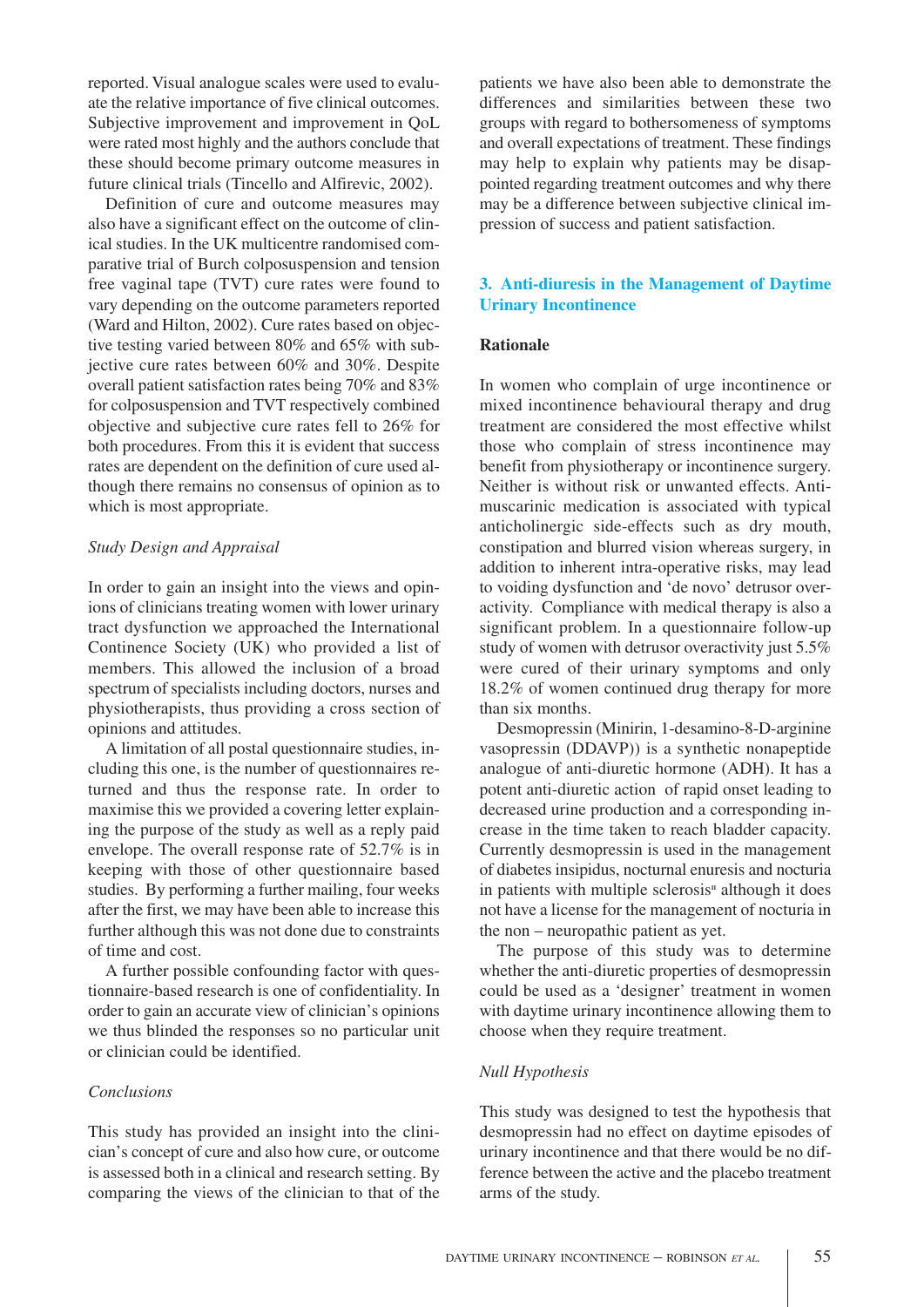reported. Visual analogue scales were used to evaluate the relative importance of five clinical outcomes. Subjective improvement and improvement in QoL were rated most highly and the authors conclude that these should become primary outcome measures in future clinical trials (Tincello and Alfirevic, 2002).

Definition of cure and outcome measures may also have a significant effect on the outcome of clinical studies. In the UK multicentre randomised comparative trial of Burch colposuspension and tension free vaginal tape (TVT) cure rates were found to vary depending on the outcome parameters reported (Ward and Hilton, 2002). Cure rates based on objective testing varied between 80% and 65% with subjective cure rates between 60% and 30%. Despite overall patient satisfaction rates being 70% and 83% for colposuspension and TVT respectively combined objective and subjective cure rates fell to 26% for both procedures. From this it is evident that success rates are dependent on the definition of cure used although there remains no consensus of opinion as to which is most appropriate.

*Study Design and Appraisal*

In order to gain an insight into the views and opinions of clinicians treating women with lower urinary tract dysfunction we approached the International Continence Society (UK) who provided a list of members. This allowed the inclusion of a broad spectrum of specialists including doctors, nurses and physiotherapists, thus providing a cross section of opinions and attitudes.

A limitation of all postal questionnaire studies, including this one, is the number of questionnaires returned and thus the response rate. In order to maximise this we provided a covering letter explaining the purpose of the study as well as a reply paid envelope. The overall response rate of 52.7% is in keeping with those of other questionnaire based studies. By performing a further mailing, four weeks after the first, we may have been able to increase this further although this was not done due to constraints of time and cost.

A further possible confounding factor with questionnaire-based research is one of confidentiality. In order to gain an accurate view of clinician's opinions we thus blinded the responses so no particular unit or clinician could be identified.

*Conclusions*

This study has provided an insight into the clinician's concept of cure and also how cure, or outcome is assessed both in a clinical and research setting. By comparing the views of the clinician to that of the patients we have also been able to demonstrate the differences and similarities between these two groups with regard to bothersomeness of symptoms and overall expectations of treatment. These findings may help to explain why patients may be disappointed regarding treatment outcomes and why there may be a difference between subjective clinical impression of success and patient satisfaction.

## 3. Anti-diuresis in the Management of Daytime Urinary Incontinence

### Rationale

In women who complain of urge incontinence or mixed incontinence behavioural therapy and drug treatment are considered the most effective whilst those who complain of stress incontinence may benefit from physiotherapy or incontinence surgery. Neither is without risk or unwanted effects. Antimuscarinic medication is associated with typical anticholinergic side-effects such as dry mouth, constipation and blurred vision whereas surgery, in addition to inherent intra-operative risks, may lead to voiding dysfunction and 'de novo' detrusor overactivity. Compliance with medical therapy is also a significant problem. In a questionnaire follow-up study of women with detrusor overactivity just 5.5% were cured of their urinary symptoms and only 18.2% of women continued drug therapy for more than six months.

Desmopressin (Minirin, 1-desamino-8-D-arginine vasopressin (DDAVP)) is a synthetic nonapeptide analogue of anti-diuretic hormone (ADH). It has a potent anti-diuretic action of rapid onset leading to decreased urine production and a corresponding increase in the time taken to reach bladder capacity. Currently desmopressin is used in the management of diabetes insipidus, nocturnal enuresis and nocturia in patients with multiple sclerosis[a] although it does not have a license for the management of nocturia in the non – neuropathic patient as yet.

The purpose of this study was to determine whether the anti-diuretic properties of desmopressin could be used as a 'designer' treatment in women with daytime urinary incontinence allowing them to choose when they require treatment.

*Null Hypothesis*

This study was designed to test the hypothesis that desmopressin had no effect on daytime episodes of urinary incontinence and that there would be no difference between the active and the placebo treatment arms of the study.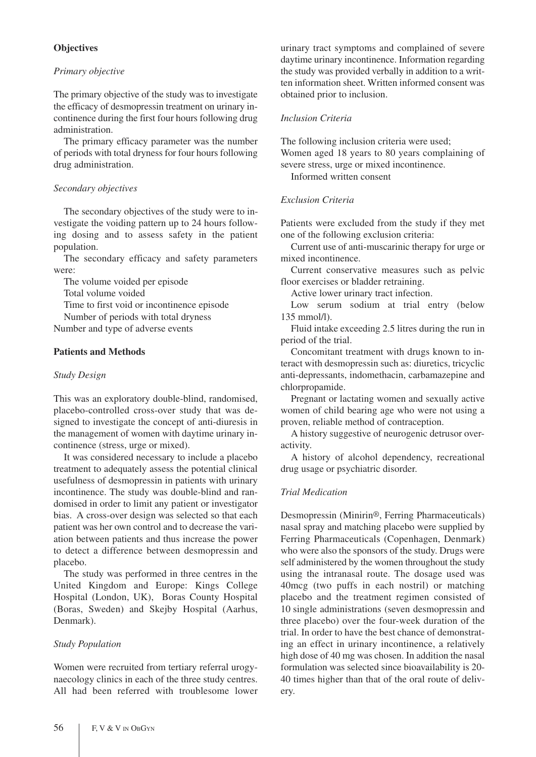## Objectives

### *Primary objective*

The primary objective of the study was to investigate the efficacy of desmopressin treatment on urinary incontinence during the first four hours following drug administration.

The primary efficacy parameter was the number of periods with total dryness for four hours following drug administration.

### *Secondary objectives*

The secondary objectives of the study were to investigate the voiding pattern up to 24 hours following dosing and to assess safety in the patient population.

The secondary efficacy and safety parameters were:

The volume voided per episode

Total volume voided

Time to first void or incontinence episode

Number of periods with total dryness

Number and type of adverse events

## Patients and Methods

### *Study Design*

This was an exploratory double-blind, randomised, placebo-controlled cross-over study that was designed to investigate the concept of anti-diuresis in the management of women with daytime urinary incontinence (stress, urge or mixed).

It was considered necessary to include a placebo treatment to adequately assess the potential clinical usefulness of desmopressin in patients with urinary incontinence. The study was double-blind and randomised in order to limit any patient or investigator bias. A cross-over design was selected so that each patient was her own control and to decrease the variation between patients and thus increase the power to detect a difference between desmopressin and placebo.

The study was performed in three centres in the United Kingdom and Europe: Kings College Hospital (London, UK), Boras County Hospital (Boras, Sweden) and Skejby Hospital (Aarhus, Denmark).

### *Study Population*

Women were recruited from tertiary referral urogynaecology clinics in each of the three study centres. All had been referred with troublesome lower urinary tract symptoms and complained of severe daytime urinary incontinence. Information regarding the study was provided verbally in addition to a written information sheet. Written informed consent was obtained prior to inclusion.

### *Inclusion Criteria*

The following inclusion criteria were used;

Women aged 18 years to 80 years complaining of severe stress, urge or mixed incontinence.

Informed written consent

### *Exclusion Criteria*

Patients were excluded from the study if they met one of the following exclusion criteria:

Current use of anti-muscarinic therapy for urge or mixed incontinence.

Current conservative measures such as pelvic floor exercises or bladder retraining.

Active lower urinary tract infection.

Low serum sodium at trial entry (below 135 mmol/l).

Fluid intake exceeding 2.5 litres during the run in period of the trial.

Concomitant treatment with drugs known to interact with desmopressin such as: diuretics, tricyclic anti-depressants, indomethacin, carbamazepine and chlorpropamide.

Pregnant or lactating women and sexually active women of child bearing age who were not using a proven, reliable method of contraception.

A history suggestive of neurogenic detrusor overactivity.

A history of alcohol dependency, recreational drug usage or psychiatric disorder.

### *Trial Medication*

Desmopressin (Minirin®, Ferring Pharmaceuticals) nasal spray and matching placebo were supplied by Ferring Pharmaceuticals (Copenhagen, Denmark) who were also the sponsors of the study. Drugs were self administered by the women throughout the study using the intranasal route. The dosage used was 40mcg (two puffs in each nostril) or matching placebo and the treatment regimen consisted of 10 single administrations (seven desmopressin and three placebo) over the four-week duration of the trial. In order to have the best chance of demonstrating an effect in urinary incontinence, a relatively high dose of 40 mg was chosen. In addition the nasal formulation was selected since bioavailability is 20-40 times higher than that of the oral route of delivery.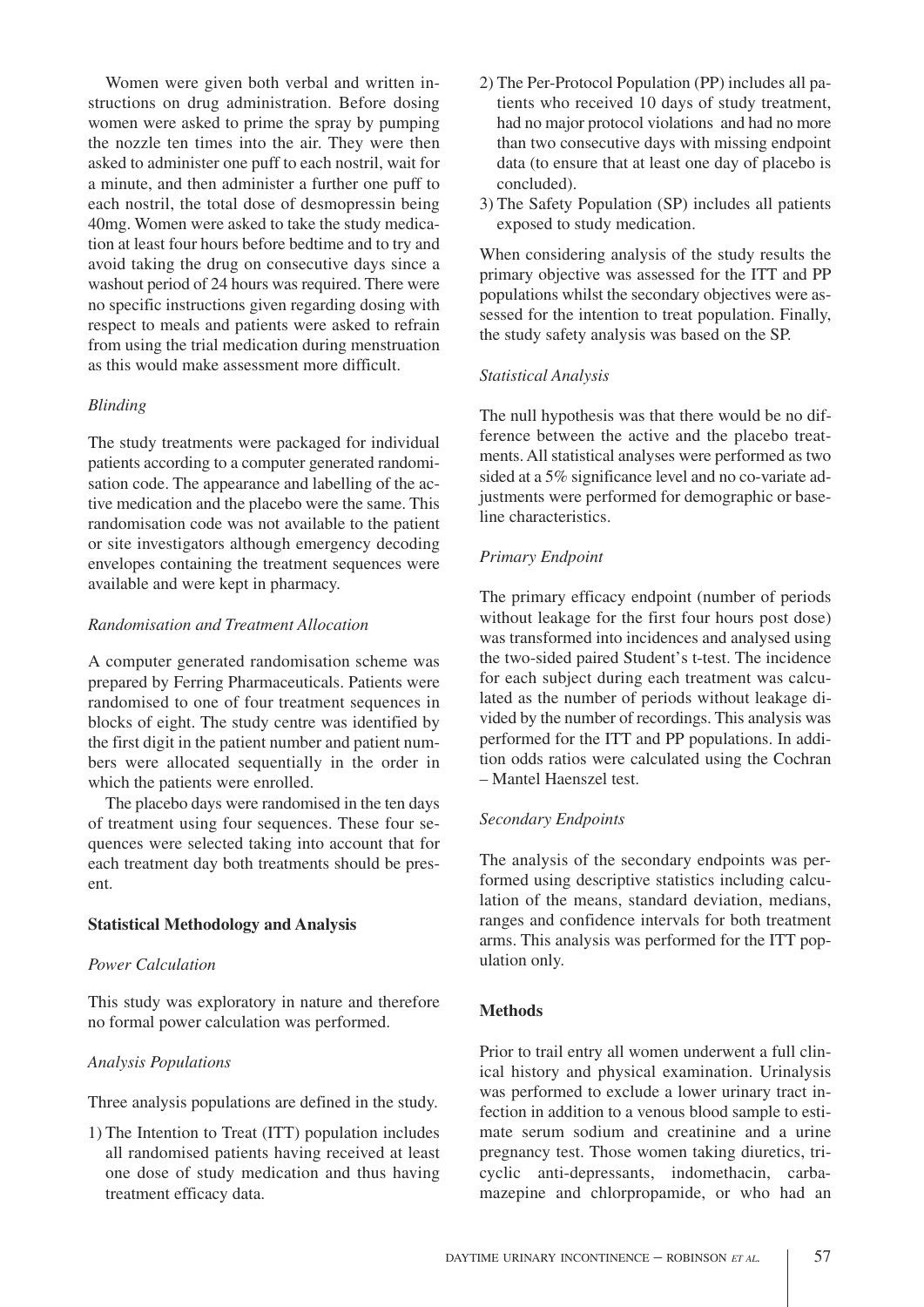Women were given both verbal and written instructions on drug administration. Before dosing women were asked to prime the spray by pumping the nozzle ten times into the air. They were then asked to administer one puff to each nostril, wait for a minute, and then administer a further one puff to each nostril, the total dose of desmopressin being 40mg. Women were asked to take the study medication at least four hours before bedtime and to try and avoid taking the drug on consecutive days since a washout period of 24 hours was required. There were no specific instructions given regarding dosing with respect to meals and patients were asked to refrain from using the trial medication during menstruation as this would make assessment more difficult.

*Blinding*

The study treatments were packaged for individual patients according to a computer generated randomisation code. The appearance and labelling of the active medication and the placebo were the same. This randomisation code was not available to the patient or site investigators although emergency decoding envelopes containing the treatment sequences were available and were kept in pharmacy.

*Randomisation and Treatment Allocation*

A computer generated randomisation scheme was prepared by Ferring Pharmaceuticals. Patients were randomised to one of four treatment sequences in blocks of eight. The study centre was identified by the first digit in the patient number and patient numbers were allocated sequentially in the order in which the patients were enrolled.

The placebo days were randomised in the ten days of treatment using four sequences. These four sequences were selected taking into account that for each treatment day both treatments should be present.

**Statistical Methodology and Analysis**

*Power Calculation*

This study was exploratory in nature and therefore no formal power calculation was performed.

*Analysis Populations*

Three analysis populations are defined in the study.

1) The Intention to Treat (ITT) population includes all randomised patients having received at least one dose of study medication and thus having treatment efficacy data.
2) The Per-Protocol Population (PP) includes all patients who received 10 days of study treatment, had no major protocol violations and had no more than two consecutive days with missing endpoint data (to ensure that at least one day of placebo is concluded).
3) The Safety Population (SP) includes all patients exposed to study medication.

When considering analysis of the study results the primary objective was assessed for the ITT and PP populations whilst the secondary objectives were assessed for the intention to treat population. Finally, the study safety analysis was based on the SP.

*Statistical Analysis*

The null hypothesis was that there would be no difference between the active and the placebo treatments. All statistical analyses were performed as two sided at a 5% significance level and no co-variate adjustments were performed for demographic or baseline characteristics.

*Primary Endpoint*

The primary efficacy endpoint (number of periods without leakage for the first four hours post dose) was transformed into incidences and analysed using the two-sided paired Student's t-test. The incidence for each subject during each treatment was calculated as the number of periods without leakage divided by the number of recordings. This analysis was performed for the ITT and PP populations. In addition odds ratios were calculated using the Cochran – Mantel Haenszel test.

*Secondary Endpoints*

The analysis of the secondary endpoints was performed using descriptive statistics including calculation of the means, standard deviation, medians, ranges and confidence intervals for both treatment arms. This analysis was performed for the ITT population only.

**Methods**

Prior to trail entry all women underwent a full clinical history and physical examination. Urinalysis was performed to exclude a lower urinary tract infection in addition to a venous blood sample to estimate serum sodium and creatinine and a urine pregnancy test. Those women taking diuretics, tricyclic anti-depressants, indomethacin, carbamazepine and chlorpropamide, or who had an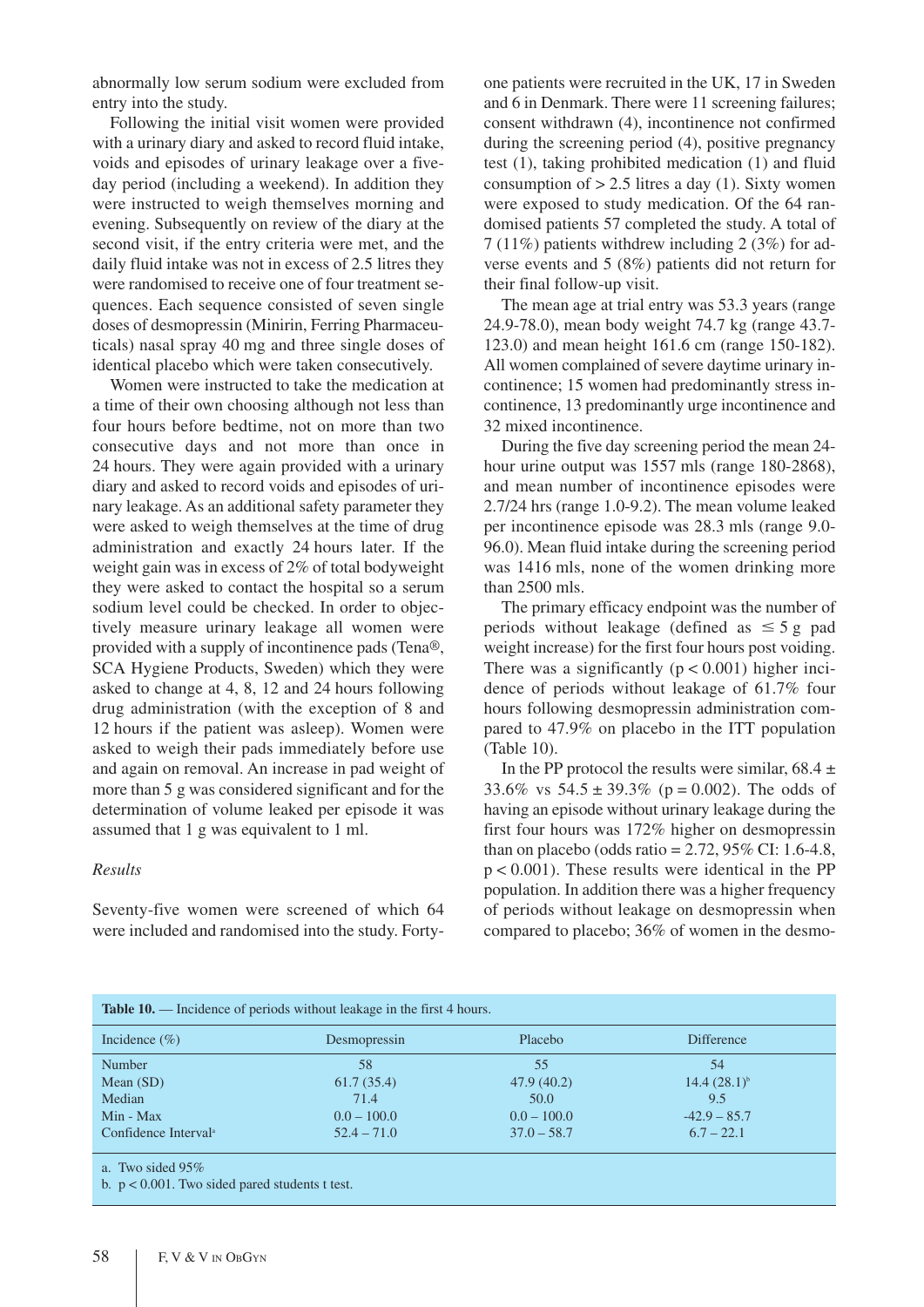abnormally low serum sodium were excluded from entry into the study.

Following the initial visit women were provided with a urinary diary and asked to record fluid intake, voids and episodes of urinary leakage over a five-day period (including a weekend). In addition they were instructed to weigh themselves morning and evening. Subsequently on review of the diary at the second visit, if the entry criteria were met, and the daily fluid intake was not in excess of 2.5 litres they were randomised to receive one of four treatment sequences. Each sequence consisted of seven single doses of desmopressin (Minirin, Ferring Pharmaceuticals) nasal spray 40 mg and three single doses of identical placebo which were taken consecutively.

Women were instructed to take the medication at a time of their own choosing although not less than four hours before bedtime, not on more than two consecutive days and not more than once in 24 hours. They were again provided with a urinary diary and asked to record voids and episodes of urinary leakage. As an additional safety parameter they were asked to weigh themselves at the time of drug administration and exactly 24 hours later. If the weight gain was in excess of 2% of total bodyweight they were asked to contact the hospital so a serum sodium level could be checked. In order to objectively measure urinary leakage all women were provided with a supply of incontinence pads (Tena®, SCA Hygiene Products, Sweden) which they were asked to change at 4, 8, 12 and 24 hours following drug administration (with the exception of 8 and 12 hours if the patient was asleep). Women were asked to weigh their pads immediately before use and again on removal. An increase in pad weight of more than 5 g was considered significant and for the determination of volume leaked per episode it was assumed that 1 g was equivalent to 1 ml.

*Results*

Seventy-five women were screened of which 64 were included and randomised into the study. Forty-one patients were recruited in the UK, 17 in Sweden and 6 in Denmark. There were 11 screening failures; consent withdrawn (4), incontinence not confirmed during the screening period (4), positive pregnancy test (1), taking prohibited medication (1) and fluid consumption of > 2.5 litres a day (1). Sixty women were exposed to study medication. Of the 64 randomised patients 57 completed the study. A total of 7 (11%) patients withdrew including 2 (3%) for adverse events and 5 (8%) patients did not return for their final follow-up visit.

The mean age at trial entry was 53.3 years (range 24.9-78.0), mean body weight 74.7 kg (range 43.7-123.0) and mean height 161.6 cm (range 150-182). All women complained of severe daytime urinary incontinence; 15 women had predominantly stress incontinence, 13 predominantly urge incontinence and 32 mixed incontinence.

During the five day screening period the mean 24-hour urine output was 1557 mls (range 180-2868), and mean number of incontinence episodes were 2.7/24 hrs (range 1.0-9.2). The mean volume leaked per incontinence episode was 28.3 mls (range 9.0-96.0). Mean fluid intake during the screening period was 1416 mls, none of the women drinking more than 2500 mls.

The primary efficacy endpoint was the number of periods without leakage (defined as $\leq 5$ g pad weight increase) for the first four hours post voiding. There was a significantly ($p < 0.001$) higher incidence of periods without leakage of 61.7% four hours following desmopressin administration compared to 47.9% on placebo in the ITT population (Table 10).

In the PP protocol the results were similar, 68.4 ± 33.6% vs 54.5 ± 39.3% ($p = 0.002$). The odds of having an episode without urinary leakage during the first four hours was 172% higher on desmopressin than on placebo (odds ratio = 2.72, 95% CI: 1.6-4.8, $p < 0.001$). These results were identical in the PP population. In addition there was a higher frequency of periods without leakage on desmopressin when compared to placebo; 36% of women in the desmo-

**Table 10.** — Incidence of periods without leakage in the first 4 hours.

| Incidence (%) | Desmopressin | Placebo | Difference |
|---|---|---|---|
| Number | 58 | 55 | 54 |
| Mean (SD) | 61.7 (35.4) | 47.9 (40.2) | 14.4 (28.1)[b] |
| Median | 71.4 | 50.0 | 9.5 |
| Min - Max | 0.0 – 100.0 | 0.0 – 100.0 | -42.9 – 85.7 |
| Confidence Interval[a] | 52.4 – 71.0 | 37.0 – 58.7 | 6.7 – 22.1 |

a. Two sided 95%
b. $p < 0.001$. Two sided pared students t test.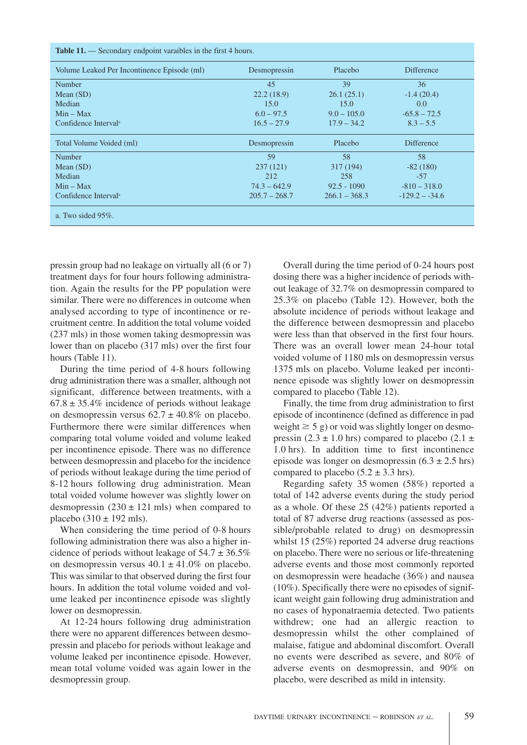**Table 11.** — Secondary endpoint varaibles in the first 4 hours.

| Volume Leaked Per Incontinence Episode (ml) | Desmopressin | Placebo | Difference |
|---|---|---|---|
| Number | 45 | 39 | 36 |
| Mean (SD) | 22.2 (18.9) | 26.1 (25.1) | -1.4 (20.4) |
| Median | 15.0 | 15.0 | 0.0 |
| Min – Max | 6.0 – 97.5 | 9.0 – 105.0 | -65.8 – 72.5 |
| Confidence Interval[a] | 16.5 – 27.9 | 17.9 – 34.2 | 8.3 – 5.5 |
| **Total Volume Voided (ml)** | **Desmopressin** | **Placebo** | **Difference** |
| Number | 59 | 58 | 58 |
| Mean (SD) | 237 (121) | 317 (194) | -82 (180) |
| Median | 212 | 258 | -57 |
| Min – Max | 74.3 – 642.9 | 92.5 - 1090 | -810 – 318.0 |
| Confidence Interval[a] | 205.7 – 268.7 | 266.1 – 368.3 | -129.2 – -34.6 |

a. Two sided 95%.

pressin group had no leakage on virtually all (6 or 7) treatment days for four hours following administration. Again the results for the PP population were similar. There were no differences in outcome when analysed according to type of incontinence or recruitment centre. In addition the total volume voided (237 mls) in those women taking desmopressin was lower than on placebo (317 mls) over the first four hours (Table 11).

During the time period of 4-8 hours following drug administration there was a smaller, although not significant, difference between treatments, with a 67.8 ± 35.4% incidence of periods without leakage on desmopressin versus 62.7 ± 40.8% on placebo. Furthermore there were similar differences when comparing total volume voided and volume leaked per incontinence episode. There was no difference between desmopressin and placebo for the incidence of periods without leakage during the time period of 8-12 hours following drug administration. Mean total voided volume however was slightly lower on desmopressin (230 ± 121 mls) when compared to placebo (310 ± 192 mls).

When considering the time period of 0-8 hours following administration there was also a higher incidence of periods without leakage of 54.7 ± 36.5% on desmopressin versus 40.1 ± 41.0% on placebo. This was similar to that observed during the first four hours. In addition the total volume voided and volume leaked per incontinence episode was slightly lower on desmopressin.

At 12-24 hours following drug administration there were no apparent differences between desmopressin and placebo for periods without leakage and volume leaked per incontinence episode. However, mean total volume voided was again lower in the desmopressin group.

Overall during the time period of 0-24 hours post dosing there was a higher incidence of periods without leakage of 32.7% on desmopressin compared to 25.3% on placebo (Table 12). However, both the absolute incidence of periods without leakage and the difference between desmopressin and placebo were less than that observed in the first four hours. There was an overall lower mean 24-hour total voided volume of 1180 mls on desmopressin versus 1375 mls on placebo. Volume leaked per incontinence episode was slightly lower on desmopressin compared to placebo (Table 12).

Finally, the time from drug administration to first episode of incontinence (defined as difference in pad weight ≥ 5 g) or void was slightly longer on desmopressin (2.3 ± 1.0 hrs) compared to placebo (2.1 ± 1.0 hrs). In addition time to first incontinence episode was longer on desmopressin (6.3 ± 2.5 hrs) compared to placebo (5.2 ± 3.3 hrs).

Regarding safety 35 women (58%) reported a total of 142 adverse events during the study period as a whole. Of these 25 (42%) patients reported a total of 87 adverse drug reactions (assessed as possible/probable related to drug) on desmopressin whilst 15 (25%) reported 24 adverse drug reactions on placebo. There were no serious or life-threatening adverse events and those most commonly reported on desmopressin were headache (36%) and nausea (10%). Specifically there were no episodes of significant weight gain following drug administration and no cases of hyponatraemia detected. Two patients withdrew; one had an allergic reaction to desmopressin whilst the other complained of malaise, fatigue and abdominal discomfort. Overall no events were described as severe, and 80% of adverse events on desmopressin, and 90% on placebo, were described as mild in intensity.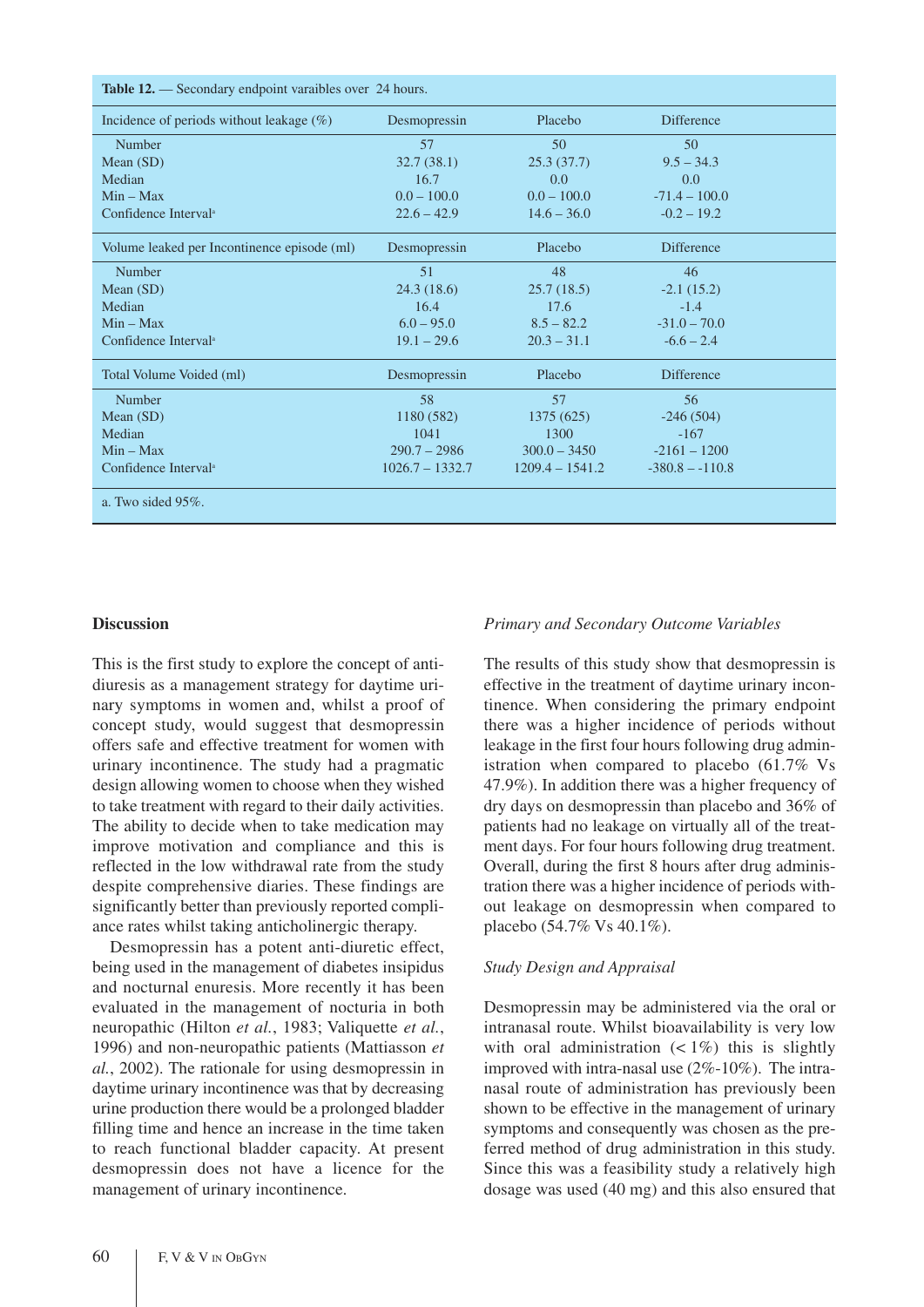**Table 12.** — Secondary endpoint varaibles over 24 hours.

| Incidence of periods without leakage (%) | Desmopressin | Placebo | Difference |
|---|---|---|---|
| Number | 57 | 50 | 50 |
| Mean (SD) | 32.7 (38.1) | 25.3 (37.7) | 9.5 – 34.3 |
| Median | 16.7 | 0.0 | 0.0 |
| Min – Max | 0.0 – 100.0 | 0.0 – 100.0 | -71.4 – 100.0 |
| Confidence Interval[a] | 22.6 – 42.9 | 14.6 – 36.0 | -0.2 – 19.2 |
| **Volume leaked per Incontinence episode (ml)** | **Desmopressin** | **Placebo** | **Difference** |
| Number | 51 | 48 | 46 |
| Mean (SD) | 24.3 (18.6) | 25.7 (18.5) | -2.1 (15.2) |
| Median | 16.4 | 17.6 | -1.4 |
| Min – Max | 6.0 – 95.0 | 8.5 – 82.2 | -31.0 – 70.0 |
| Confidence Interval[a] | 19.1 – 29.6 | 20.3 – 31.1 | -6.6 – 2.4 |
| **Total Volume Voided (ml)** | **Desmopressin** | **Placebo** | **Difference** |
| Number | 58 | 57 | 56 |
| Mean (SD) | 1180 (582) | 1375 (625) | -246 (504) |
| Median | 1041 | 1300 | -167 |
| Min – Max | 290.7 – 2986 | 300.0 – 3450 | -2161 – 1200 |
| Confidence Interval[a] | 1026.7 – 1332.7 | 1209.4 – 1541.2 | -380.8 – -110.8 |

a. Two sided 95%.

## Discussion

This is the first study to explore the concept of anti-diuresis as a management strategy for daytime urinary symptoms in women and, whilst a proof of concept study, would suggest that desmopressin offers safe and effective treatment for women with urinary incontinence. The study had a pragmatic design allowing women to choose when they wished to take treatment with regard to their daily activities. The ability to decide when to take medication may improve motivation and compliance and this is reflected in the low withdrawal rate from the study despite comprehensive diaries. These findings are significantly better than previously reported compliance rates whilst taking anticholinergic therapy.

Desmopressin has a potent anti-diuretic effect, being used in the management of diabetes insipidus and nocturnal enuresis. More recently it has been evaluated in the management of nocturia in both neuropathic (Hilton *et al.*, 1983; Valiquette *et al.*, 1996) and non-neuropathic patients (Mattiasson *et al.*, 2002). The rationale for using desmopressin in daytime urinary incontinence was that by decreasing urine production there would be a prolonged bladder filling time and hence an increase in the time taken to reach functional bladder capacity. At present desmopressin does not have a licence for the management of urinary incontinence.

### *Primary and Secondary Outcome Variables*

The results of this study show that desmopressin is effective in the treatment of daytime urinary incontinence. When considering the primary endpoint there was a higher incidence of periods without leakage in the first four hours following drug administration when compared to placebo (61.7% Vs 47.9%). In addition there was a higher frequency of dry days on desmopressin than placebo and 36% of patients had no leakage on virtually all of the treatment days. For four hours following drug treatment. Overall, during the first 8 hours after drug administration there was a higher incidence of periods without leakage on desmopressin when compared to placebo (54.7% Vs 40.1%).

### *Study Design and Appraisal*

Desmopressin may be administered via the oral or intranasal route. Whilst bioavailability is very low with oral administration (< 1%) this is slightly improved with intra-nasal use (2%-10%). The intranasal route of administration has previously been shown to be effective in the management of urinary symptoms and consequently was chosen as the preferred method of drug administration in this study. Since this was a feasibility study a relatively high dosage was used (40 mg) and this also ensured that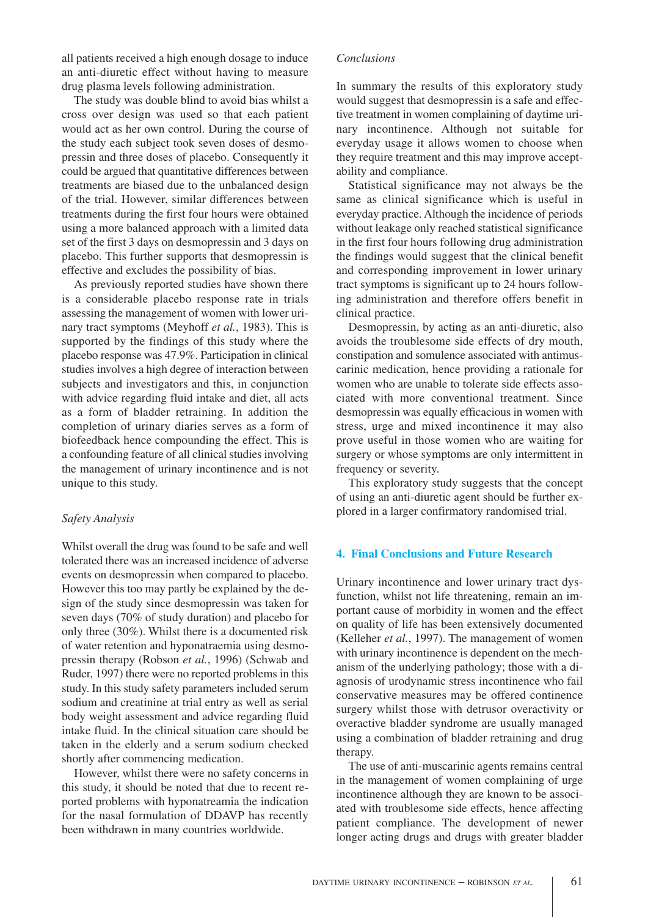all patients received a high enough dosage to induce an anti-diuretic effect without having to measure drug plasma levels following administration.

The study was double blind to avoid bias whilst a cross over design was used so that each patient would act as her own control. During the course of the study each subject took seven doses of desmopressin and three doses of placebo. Consequently it could be argued that quantitative differences between treatments are biased due to the unbalanced design of the trial. However, similar differences between treatments during the first four hours were obtained using a more balanced approach with a limited data set of the first 3 days on desmopressin and 3 days on placebo. This further supports that desmopressin is effective and excludes the possibility of bias.

As previously reported studies have shown there is a considerable placebo response rate in trials assessing the management of women with lower urinary tract symptoms (Meyhoff *et al.*, 1983). This is supported by the findings of this study where the placebo response was 47.9%. Participation in clinical studies involves a high degree of interaction between subjects and investigators and this, in conjunction with advice regarding fluid intake and diet, all acts as a form of bladder retraining. In addition the completion of urinary diaries serves as a form of biofeedback hence compounding the effect. This is a confounding feature of all clinical studies involving the management of urinary incontinence and is not unique to this study.

*Safety Analysis*

Whilst overall the drug was found to be safe and well tolerated there was an increased incidence of adverse events on desmopressin when compared to placebo. However this too may partly be explained by the design of the study since desmopressin was taken for seven days (70% of study duration) and placebo for only three (30%). Whilst there is a documented risk of water retention and hyponatraemia using desmopressin therapy (Robson *et al.*, 1996) (Schwab and Ruder, 1997) there were no reported problems in this study. In this study safety parameters included serum sodium and creatinine at trial entry as well as serial body weight assessment and advice regarding fluid intake fluid. In the clinical situation care should be taken in the elderly and a serum sodium checked shortly after commencing medication.

However, whilst there were no safety concerns in this study, it should be noted that due to recent reported problems with hyponatreamia the indication for the nasal formulation of DDAVP has recently been withdrawn in many countries worldwide.

*Conclusions*

In summary the results of this exploratory study would suggest that desmopressin is a safe and effective treatment in women complaining of daytime urinary incontinence. Although not suitable for everyday usage it allows women to choose when they require treatment and this may improve acceptability and compliance.

Statistical significance may not always be the same as clinical significance which is useful in everyday practice. Although the incidence of periods without leakage only reached statistical significance in the first four hours following drug administration the findings would suggest that the clinical benefit and corresponding improvement in lower urinary tract symptoms is significant up to 24 hours following administration and therefore offers benefit in clinical practice.

Desmopressin, by acting as an anti-diuretic, also avoids the troublesome side effects of dry mouth, constipation and somulence associated with antimuscarinic medication, hence providing a rationale for women who are unable to tolerate side effects associated with more conventional treatment. Since desmopressin was equally efficacious in women with stress, urge and mixed incontinence it may also prove useful in those women who are waiting for surgery or whose symptoms are only intermittent in frequency or severity.

This exploratory study suggests that the concept of using an anti-diuretic agent should be further explored in a larger confirmatory randomised trial.

## 4. Final Conclusions and Future Research

Urinary incontinence and lower urinary tract dysfunction, whilst not life threatening, remain an important cause of morbidity in women and the effect on quality of life has been extensively documented (Kelleher *et al.*, 1997). The management of women with urinary incontinence is dependent on the mechanism of the underlying pathology; those with a diagnosis of urodynamic stress incontinence who fail conservative measures may be offered continence surgery whilst those with detrusor overactivity or overactive bladder syndrome are usually managed using a combination of bladder retraining and drug therapy.

The use of anti-muscarinic agents remains central in the management of women complaining of urge incontinence although they are known to be associated with troublesome side effects, hence affecting patient compliance. The development of newer longer acting drugs and drugs with greater bladder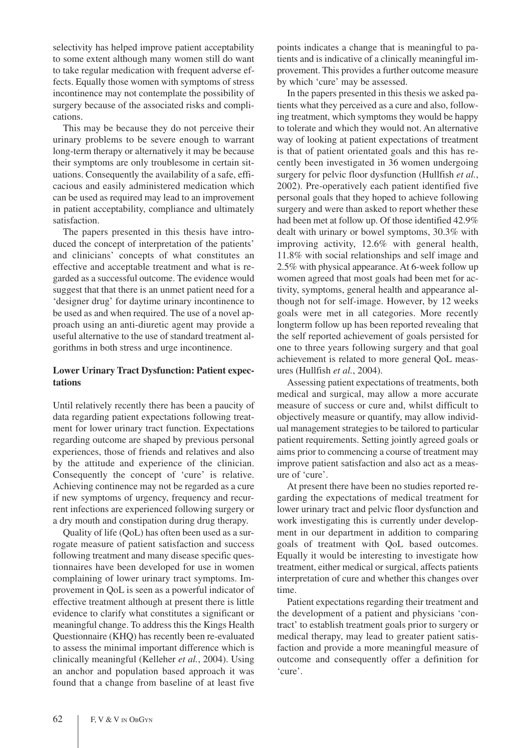selectivity has helped improve patient acceptability to some extent although many women still do want to take regular medication with frequent adverse effects. Equally those women with symptoms of stress incontinence may not contemplate the possibility of surgery because of the associated risks and complications.

This may be because they do not perceive their urinary problems to be severe enough to warrant long-term therapy or alternatively it may be because their symptoms are only troublesome in certain situations. Consequently the availability of a safe, efficacious and easily administered medication which can be used as required may lead to an improvement in patient acceptability, compliance and ultimately satisfaction.

The papers presented in this thesis have introduced the concept of interpretation of the patients' and clinicians' concepts of what constitutes an effective and acceptable treatment and what is regarded as a successful outcome. The evidence would suggest that that there is an unmet patient need for a 'designer drug' for daytime urinary incontinence to be used as and when required. The use of a novel approach using an anti-diuretic agent may provide a useful alternative to the use of standard treatment algorithms in both stress and urge incontinence.

**Lower Urinary Tract Dysfunction: Patient expectations**

Until relatively recently there has been a paucity of data regarding patient expectations following treatment for lower urinary tract function. Expectations regarding outcome are shaped by previous personal experiences, those of friends and relatives and also by the attitude and experience of the clinician. Consequently the concept of 'cure' is relative. Achieving continence may not be regarded as a cure if new symptoms of urgency, frequency and recurrent infections are experienced following surgery or a dry mouth and constipation during drug therapy.

Quality of life (QoL) has often been used as a surrogate measure of patient satisfaction and success following treatment and many disease specific questionnaires have been developed for use in women complaining of lower urinary tract symptoms. Improvement in QoL is seen as a powerful indicator of effective treatment although at present there is little evidence to clarify what constitutes a significant or meaningful change. To address this the Kings Health Questionnaire (KHQ) has recently been re-evaluated to assess the minimal important difference which is clinically meaningful (Kelleher *et al.*, 2004). Using an anchor and population based approach it was found that a change from baseline of at least five points indicates a change that is meaningful to patients and is indicative of a clinically meaningful improvement. This provides a further outcome measure by which 'cure' may be assessed.

In the papers presented in this thesis we asked patients what they perceived as a cure and also, following treatment, which symptoms they would be happy to tolerate and which they would not. An alternative way of looking at patient expectations of treatment is that of patient orientated goals and this has recently been investigated in 36 women undergoing surgery for pelvic floor dysfunction (Hullfish *et al.*, 2002). Pre-operatively each patient identified five personal goals that they hoped to achieve following surgery and were than asked to report whether these had been met at follow up. Of those identified 42.9% dealt with urinary or bowel symptoms, 30.3% with improving activity, 12.6% with general health, 11.8% with social relationships and self image and 2.5% with physical appearance. At 6-week follow up women agreed that most goals had been met for activity, symptoms, general health and appearance although not for self-image. However, by 12 weeks goals were met in all categories. More recently longterm follow up has been reported revealing that the self reported achievement of goals persisted for one to three years following surgery and that goal achievement is related to more general QoL measures (Hullfish *et al.*, 2004).

Assessing patient expectations of treatments, both medical and surgical, may allow a more accurate measure of success or cure and, whilst difficult to objectively measure or quantify, may allow individual management strategies to be tailored to particular patient requirements. Setting jointly agreed goals or aims prior to commencing a course of treatment may improve patient satisfaction and also act as a measure of 'cure'.

At present there have been no studies reported regarding the expectations of medical treatment for lower urinary tract and pelvic floor dysfunction and work investigating this is currently under development in our department in addition to comparing goals of treatment with QoL based outcomes. Equally it would be interesting to investigate how treatment, either medical or surgical, affects patients interpretation of cure and whether this changes over time.

Patient expectations regarding their treatment and the development of a patient and physicians 'contract' to establish treatment goals prior to surgery or medical therapy, may lead to greater patient satisfaction and provide a more meaningful measure of outcome and consequently offer a definition for 'cure'.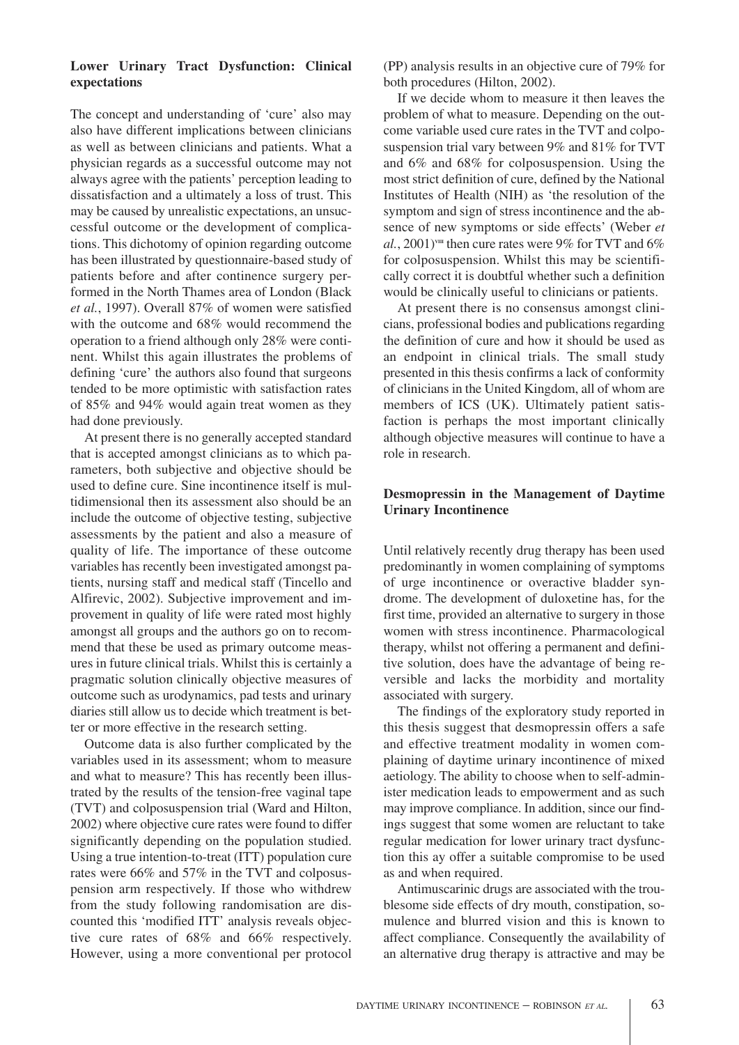**Lower Urinary Tract Dysfunction: Clinical expectations**

The concept and understanding of 'cure' also may also have different implications between clinicians as well as between clinicians and patients. What a physician regards as a successful outcome may not always agree with the patients' perception leading to dissatisfaction and a ultimately a loss of trust. This may be caused by unrealistic expectations, an unsuccessful outcome or the development of complications. This dichotomy of opinion regarding outcome has been illustrated by questionnaire-based study of patients before and after continence surgery performed in the North Thames area of London (Black *et al.*, 1997). Overall 87% of women were satisfied with the outcome and 68% would recommend the operation to a friend although only 28% were continent. Whilst this again illustrates the problems of defining 'cure' the authors also found that surgeons tended to be more optimistic with satisfaction rates of 85% and 94% would again treat women as they had done previously.

At present there is no generally accepted standard that is accepted amongst clinicians as to which parameters, both subjective and objective should be used to define cure. Sine incontinence itself is multidimensional then its assessment also should be an include the outcome of objective testing, subjective assessments by the patient and also a measure of quality of life. The importance of these outcome variables has recently been investigated amongst patients, nursing staff and medical staff (Tincello and Alfirevic, 2002). Subjective improvement and improvement in quality of life were rated most highly amongst all groups and the authors go on to recommend that these be used as primary outcome measures in future clinical trials. Whilst this is certainly a pragmatic solution clinically objective measures of outcome such as urodynamics, pad tests and urinary diaries still allow us to decide which treatment is better or more effective in the research setting.

Outcome data is also further complicated by the variables used in its assessment; whom to measure and what to measure? This has recently been illustrated by the results of the tension-free vaginal tape (TVT) and colposuspension trial (Ward and Hilton, 2002) where objective cure rates were found to differ significantly depending on the population studied. Using a true intention-to-treat (ITT) population cure rates were 66% and 57% in the TVT and colposuspension arm respectively. If those who withdrew from the study following randomisation are discounted this 'modified ITT' analysis reveals objective cure rates of 68% and 66% respectively. However, using a more conventional per protocol (PP) analysis results in an objective cure of 79% for both procedures (Hilton, 2002).

If we decide whom to measure it then leaves the problem of what to measure. Depending on the outcome variable used cure rates in the TVT and colposuspension trial vary between 9% and 81% for TVT and 6% and 68% for colposuspension. Using the most strict definition of cure, defined by the National Institutes of Health (NIH) as 'the resolution of the symptom and sign of stress incontinence and the absence of new symptoms or side effects' (Weber *et al.*, 2001)[viii] then cure rates were 9% for TVT and 6% for colposuspension. Whilst this may be scientifically correct it is doubtful whether such a definition would be clinically useful to clinicians or patients.

At present there is no consensus amongst clinicians, professional bodies and publications regarding the definition of cure and how it should be used as an endpoint in clinical trials. The small study presented in this thesis confirms a lack of conformity of clinicians in the United Kingdom, all of whom are members of ICS (UK). Ultimately patient satisfaction is perhaps the most important clinically although objective measures will continue to have a role in research.

**Desmopressin in the Management of Daytime Urinary Incontinence**

Until relatively recently drug therapy has been used predominantly in women complaining of symptoms of urge incontinence or overactive bladder syndrome. The development of duloxetine has, for the first time, provided an alternative to surgery in those women with stress incontinence. Pharmacological therapy, whilst not offering a permanent and definitive solution, does have the advantage of being reversible and lacks the morbidity and mortality associated with surgery.

The findings of the exploratory study reported in this thesis suggest that desmopressin offers a safe and effective treatment modality in women complaining of daytime urinary incontinence of mixed aetiology. The ability to choose when to self-administer medication leads to empowerment and as such may improve compliance. In addition, since our findings suggest that some women are reluctant to take regular medication for lower urinary tract dysfunction this ay offer a suitable compromise to be used as and when required.

Antimuscarinic drugs are associated with the troublesome side effects of dry mouth, constipation, somulence and blurred vision and this is known to affect compliance. Consequently the availability of an alternative drug therapy is attractive and may be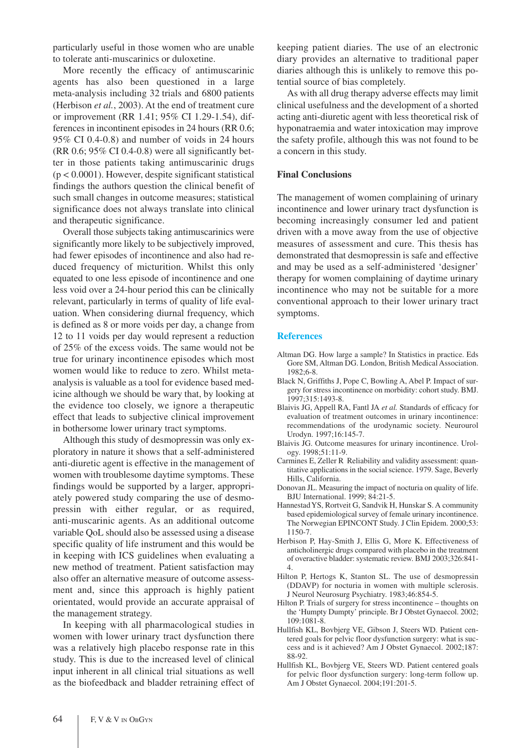particularly useful in those women who are unable to tolerate anti-muscarinics or duloxetine.

More recently the efficacy of antimuscarinic agents has also been questioned in a large meta-analysis including 32 trials and 6800 patients (Herbison *et al.*, 2003). At the end of treatment cure or improvement (RR 1.41; 95% CI 1.29-1.54), differences in incontinent episodes in 24 hours (RR 0.6; 95% CI 0.4-0.8) and number of voids in 24 hours (RR 0.6; 95% CI 0.4-0.8) were all significantly better in those patients taking antimuscarinic drugs ($p < 0.0001$). However, despite significant statistical findings the authors question the clinical benefit of such small changes in outcome measures; statistical significance does not always translate into clinical and therapeutic significance.

Overall those subjects taking antimuscarinics were significantly more likely to be subjectively improved, had fewer episodes of incontinence and also had reduced frequency of micturition. Whilst this only equated to one less episode of incontinence and one less void over a 24-hour period this can be clinically relevant, particularly in terms of quality of life evaluation. When considering diurnal frequency, which is defined as 8 or more voids per day, a change from 12 to 11 voids per day would represent a reduction of 25% of the excess voids. The same would not be true for urinary incontinence episodes which most women would like to reduce to zero. Whilst meta-analysis is valuable as a tool for evidence based medicine although we should be wary that, by looking at the evidence too closely, we ignore a therapeutic effect that leads to subjective clinical improvement in bothersome lower urinary tract symptoms.

Although this study of desmopressin was only exploratory in nature it shows that a self-administered anti-diuretic agent is effective in the management of women with troublesome daytime symptoms. These findings would be supported by a larger, appropriately powered study comparing the use of desmopressin with either regular, or as required, anti-muscarinic agents. As an additional outcome variable QoL should also be assessed using a disease specific quality of life instrument and this would be in keeping with ICS guidelines when evaluating a new method of treatment. Patient satisfaction may also offer an alternative measure of outcome assessment and, since this approach is highly patient orientated, would provide an accurate appraisal of the management strategy.

In keeping with all pharmacological studies in women with lower urinary tract dysfunction there was a relatively high placebo response rate in this study. This is due to the increased level of clinical input inherent in all clinical trial situations as well as the biofeedback and bladder retraining effect of keeping patient diaries. The use of an electronic diary provides an alternative to traditional paper diaries although this is unlikely to remove this potential source of bias completely.

As with all drug therapy adverse effects may limit clinical usefulness and the development of a shorted acting anti-diuretic agent with less theoretical risk of hyponatraemia and water intoxication may improve the safety profile, although this was not found to be a concern in this study.

## Final Conclusions

The management of women complaining of urinary incontinence and lower urinary tract dysfunction is becoming increasingly consumer led and patient driven with a move away from the use of objective measures of assessment and cure. This thesis has demonstrated that desmopressin is safe and effective and may be used as a self-administered 'designer' therapy for women complaining of daytime urinary incontinence who may not be suitable for a more conventional approach to their lower urinary tract symptoms.

## References

Altman DG. How large a sample? In Statistics in practice. Eds Gore SM, Altman DG. London, British Medical Association. 1982;6-8.

Black N, Griffiths J, Pope C, Bowling A, Abel P. Impact of surgery for stress incontinence on morbidity: cohort study. BMJ. 1997;315:1493-8.

Blaivis JG, Appell RA, Fantl JA *et al.* Standards of efficacy for evaluation of treatment outcomes in urinary incontinence: recommendations of the urodynamic society. Neurourol Urodyn. 1997;16:145-7.

Blaivis JG. Outcome measures for urinary incontinence. Urology. 1998;51:11-9.

Carmines E, Zeller R Reliability and validity assessment: quantitative applications in the social science. 1979. Sage, Beverly Hills, California.

Donovan JL. Measuring the impact of nocturia on quality of life. BJU International. 1999; 84:21-5.

Hannestad YS, Rortveit G, Sandvik H, Hunskar S. A community based epidemiological survey of female urinary incontinence. The Norwegian EPINCONT Study. J Clin Epidem. 2000;53: 1150-7.

Herbison P, Hay-Smith J, Ellis G, More K. Effectiveness of anticholinergic drugs compared with placebo in the treatment of overactive bladder: systematic review. BMJ 2003;326:841-4.

Hilton P, Hertogs K, Stanton SL. The use of desmopressin (DDAVP) for nocturia in women with multiple sclerosis. J Neurol Neurosurg Psychiatry. 1983;46:854-5.

Hilton P. Trials of surgery for stress incontinence – thoughts on the 'Humpty Dumpty' principle. Br J Obstet Gynaecol. 2002; 109:1081-8.

Hullfish KL, Bovbjerg VE, Gibson J, Steers WD. Patient centered goals for pelvic floor dysfunction surgery: what is success and is it achieved? Am J Obstet Gynaecol. 2002;187: 88-92.

Hullfish KL, Bovbjerg VE, Steers WD. Patient centered goals for pelvic floor dysfunction surgery: long-term follow up. Am J Obstet Gynaecol. 2004;191:201-5.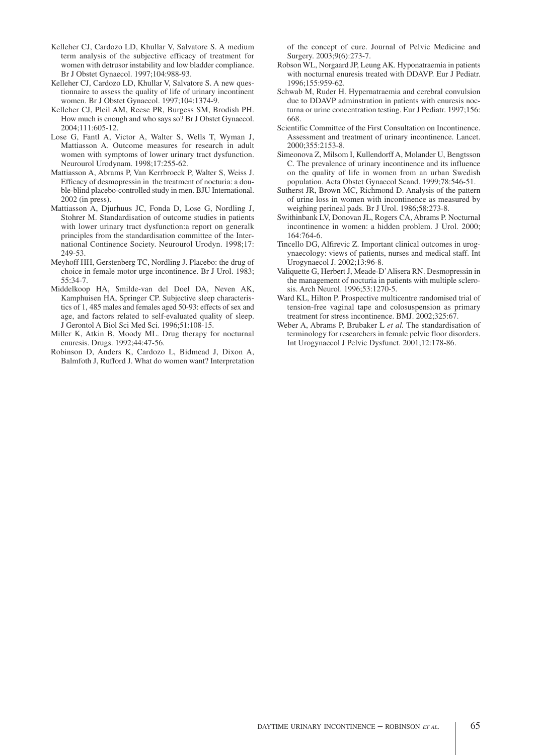Kelleher CJ, Cardozo LD, Khullar V, Salvatore S. A medium term analysis of the subjective efficacy of treatment for women with detrusor instability and low bladder compliance. Br J Obstet Gynaecol. 1997;104:988-93.

Kelleher CJ, Cardozo LD, Khullar V, Salvatore S. A new questionnaire to assess the quality of life of urinary incontinent women. Br J Obstet Gynaecol. 1997;104:1374-9.

Kelleher CJ, Pleil AM, Reese PR, Burgess SM, Brodish PH. How much is enough and who says so? Br J Obstet Gynaecol. 2004;111:605-12.

Lose G, Fantl A, Victor A, Walter S, Wells T, Wyman J, Mattiasson A. Outcome measures for research in adult women with symptoms of lower urinary tract dysfunction. Neurourol Urodynam. 1998;17:255-62.

Mattiasson A, Abrams P, Van Kerrbroeck P, Walter S, Weiss J. Efficacy of desmopressin in the treatment of nocturia: a double-blind placebo-controlled study in men. BJU International. 2002 (in press).

Mattiasson A, Djurhuus JC, Fonda D, Lose G, Nordling J, Stohrer M. Standardisation of outcome studies in patients with lower urinary tract dysfunction:a report on generalk principles from the standardisation committee of the International Continence Society. Neurourol Urodyn. 1998;17: 249-53.

Meyhoff HH, Gerstenberg TC, Nordling J. Placebo: the drug of choice in female motor urge incontinence. Br J Urol. 1983; 55:34-7.

Middelkoop HA, Smilde-van del Doel DA, Neven AK, Kamphuisen HA, Springer CP. Subjective sleep characteristics of 1, 485 males and females aged 50-93: effects of sex and age, and factors related to self-evaluated quality of sleep. J Gerontol A Biol Sci Med Sci. 1996;51:108-15.

Miller K, Atkin B, Moody ML. Drug therapy for nocturnal enuresis. Drugs. 1992;44:47-56.

Robinson D, Anders K, Cardozo L, Bidmead J, Dixon A, Balmfoth J, Rufford J. What do women want? Interpretation of the concept of cure. Journal of Pelvic Medicine and Surgery. 2003;9(6):273-7.

Robson WL, Norgaard JP, Leung AK. Hyponatraemia in patients with nocturnal enuresis treated with DDAVP. Eur J Pediatr. 1996;155:959-62.

Schwab M, Ruder H. Hypernatraemia and cerebral convulsion due to DDAVP adminstration in patients with enuresis nocturna or urine concentration testing. Eur J Pediatr. 1997;156: 668.

Scientific Committee of the First Consultation on Incontinence. Assessment and treatment of urinary incontinence. Lancet. 2000;355:2153-8.

Simeonova Z, Milsom I, Kullendorff A, Molander U, Bengtsson C. The prevalence of urinary incontinence and its influence on the quality of life in women from an urban Swedish population. Acta Obstet Gynaecol Scand. 1999;78:546-51.

Sutherst JR, Brown MC, Richmond D. Analysis of the pattern of urine loss in women with incontinence as measured by weighing perineal pads. Br J Urol. 1986;58:273-8.

Swithinbank LV, Donovan JL, Rogers CA, Abrams P. Nocturnal incontinence in women: a hidden problem. J Urol. 2000; 164:764-6.

Tincello DG, Alfirevic Z. Important clinical outcomes in urogynaecology: views of patients, nurses and medical staff. Int Urogynaecol J. 2002;13:96-8.

Valiquette G, Herbert J, Meade-D'Alisera RN. Desmopressin in the management of nocturia in patients with multiple sclerosis. Arch Neurol. 1996;53:1270-5.

Ward KL, Hilton P. Prospective multicentre randomised trial of tension-free vaginal tape and colosuspension as primary treatment for stress incontinence. BMJ. 2002;325:67.

Weber A, Abrams P, Brubaker L *et al.* The standardisation of terminology for researchers in female pelvic floor disorders. Int Urogynaecol J Pelvic Dysfunct. 2001;12:178-86.